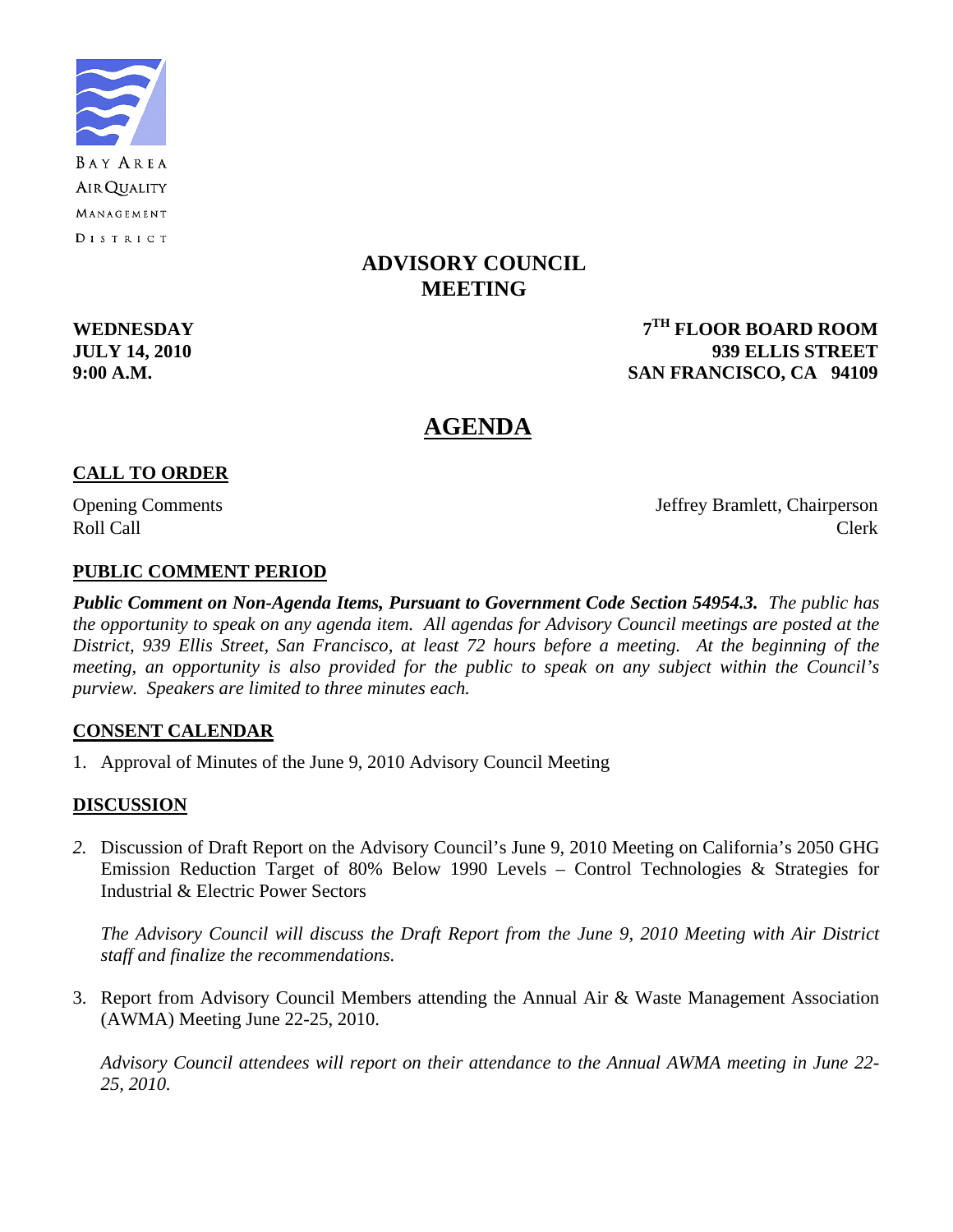BAY AREA
AIR QUALITY
MANAGEMENT
DISTRICT

# ADVISORY COUNCIL MEETING

**WEDNESDAY**
**JULY 14, 2010**
**9:00 A.M.**

**7TH FLOOR BOARD ROOM**
**939 ELLIS STREET**
**SAN FRANCISCO, CA 94109**

# AGENDA

## CALL TO ORDER

Opening Comments — Jeffrey Bramlett, Chairperson
Roll Call — Clerk

## PUBLIC COMMENT PERIOD

***Public Comment on Non-Agenda Items, Pursuant to Government Code Section 54954.3.*** *The public has the opportunity to speak on any agenda item. All agendas for Advisory Council meetings are posted at the District, 939 Ellis Street, San Francisco, at least 72 hours before a meeting. At the beginning of the meeting, an opportunity is also provided for the public to speak on any subject within the Council's purview. Speakers are limited to three minutes each.*

## CONSENT CALENDAR

1. Approval of Minutes of the June 9, 2010 Advisory Council Meeting

## DISCUSSION

2. Discussion of Draft Report on the Advisory Council's June 9, 2010 Meeting on California's 2050 GHG Emission Reduction Target of 80% Below 1990 Levels – Control Technologies & Strategies for Industrial & Electric Power Sectors

   *The Advisory Council will discuss the Draft Report from the June 9, 2010 Meeting with Air District staff and finalize the recommendations.*

3. Report from Advisory Council Members attending the Annual Air & Waste Management Association (AWMA) Meeting June 22-25, 2010.

   *Advisory Council attendees will report on their attendance to the Annual AWMA meeting in June 22-25, 2010.*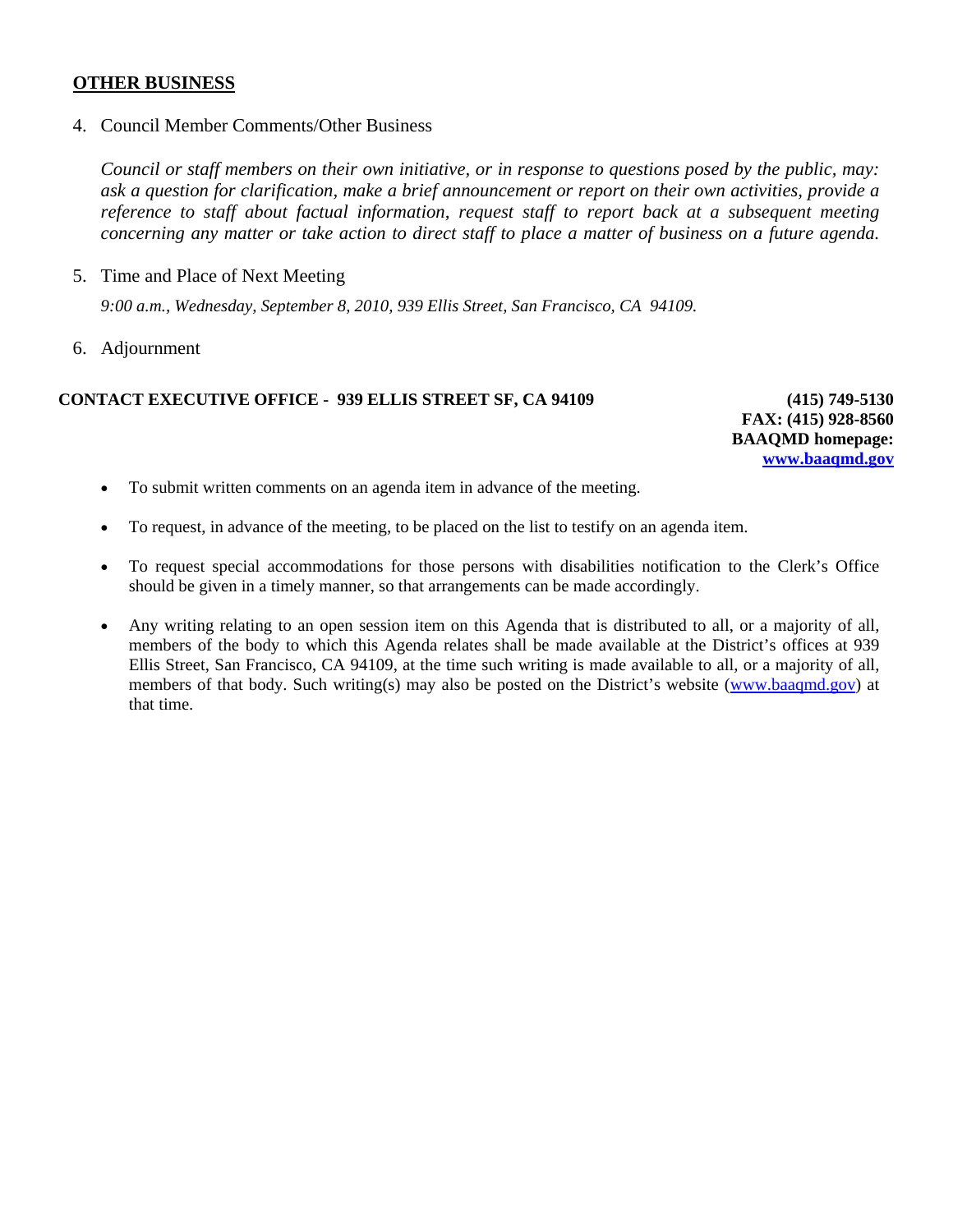## OTHER BUSINESS

4. Council Member Comments/Other Business

   *Council or staff members on their own initiative, or in response to questions posed by the public, may: ask a question for clarification, make a brief announcement or report on their own activities, provide a reference to staff about factual information, request staff to report back at a subsequent meeting concerning any matter or take action to direct staff to place a matter of business on a future agenda.*

5. Time and Place of Next Meeting

   *9:00 a.m., Wednesday, September 8, 2010, 939 Ellis Street, San Francisco, CA 94109.*

6. Adjournment

**CONTACT EXECUTIVE OFFICE - 939 ELLIS STREET SF, CA 94109**

**(415) 749-5130**
**FAX: (415) 928-8560**
**BAAQMD homepage:**
**www.baaqmd.gov**

- To submit written comments on an agenda item in advance of the meeting.
- To request, in advance of the meeting, to be placed on the list to testify on an agenda item.
- To request special accommodations for those persons with disabilities notification to the Clerk's Office should be given in a timely manner, so that arrangements can be made accordingly.
- Any writing relating to an open session item on this Agenda that is distributed to all, or a majority of all, members of the body to which this Agenda relates shall be made available at the District's offices at 939 Ellis Street, San Francisco, CA 94109, at the time such writing is made available to all, or a majority of all, members of that body. Such writing(s) may also be posted on the District's website (www.baaqmd.gov) at that time.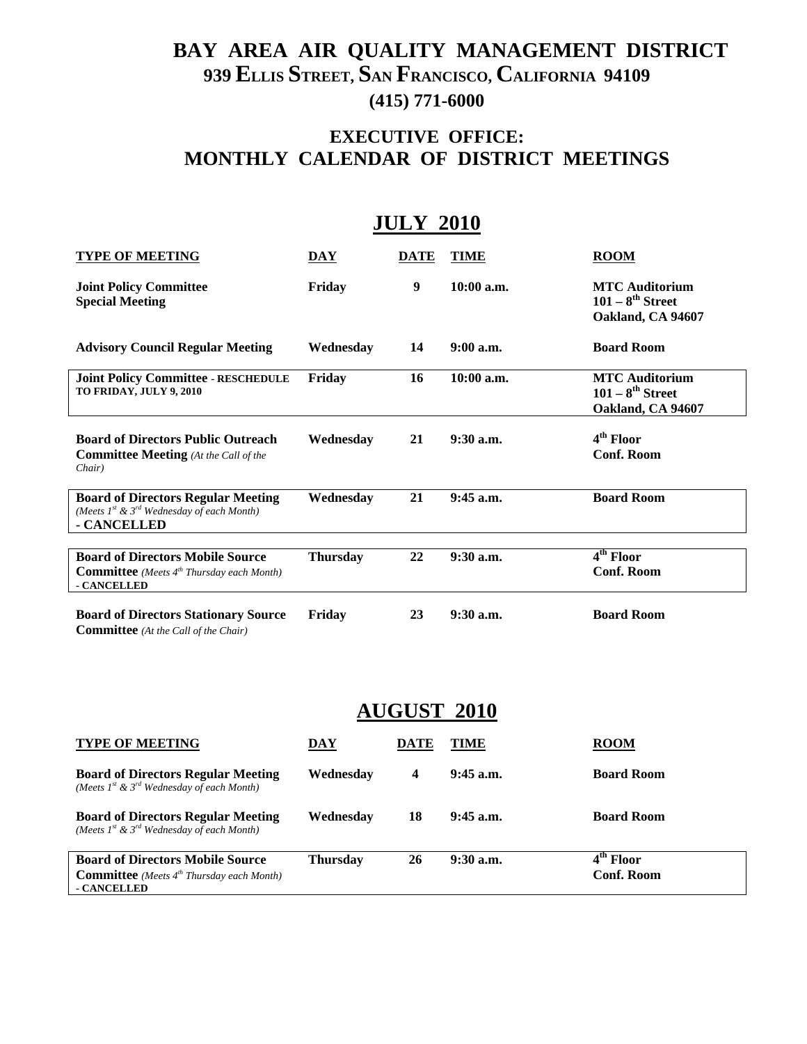# BAY AREA AIR QUALITY MANAGEMENT DISTRICT

## 939 ELLIS STREET, SAN FRANCISCO, CALIFORNIA 94109

## (415) 771-6000

## EXECUTIVE OFFICE: MONTHLY CALENDAR OF DISTRICT MEETINGS

## JULY 2010

| TYPE OF MEETING | DAY | DATE | TIME | ROOM |
|---|---|---|---|---|
| **Joint Policy Committee Special Meeting** | Friday | 9 | 10:00 a.m. | MTC Auditorium 101 – 8th Street Oakland, CA 94607 |
| **Advisory Council Regular Meeting** | Wednesday | 14 | 9:00 a.m. | Board Room |
| **Joint Policy Committee - RESCHEDULE TO FRIDAY, JULY 9, 2010** | Friday | 16 | 10:00 a.m. | MTC Auditorium 101 – 8th Street Oakland, CA 94607 |
| **Board of Directors Public Outreach Committee Meeting** *(At the Call of the Chair)* | Wednesday | 21 | 9:30 a.m. | 4th Floor Conf. Room |
| **Board of Directors Regular Meeting** *(Meets 1st & 3rd Wednesday of each Month)* **- CANCELLED** | Wednesday | 21 | 9:45 a.m. | Board Room |
| **Board of Directors Mobile Source Committee** *(Meets 4th Thursday each Month)* **- CANCELLED** | Thursday | 22 | 9:30 a.m. | 4th Floor Conf. Room |
| **Board of Directors Stationary Source Committee** *(At the Call of the Chair)* | Friday | 23 | 9:30 a.m. | Board Room |

## AUGUST 2010

| TYPE OF MEETING | DAY | DATE | TIME | ROOM |
|---|---|---|---|---|
| **Board of Directors Regular Meeting** *(Meets 1st & 3rd Wednesday of each Month)* | Wednesday | 4 | 9:45 a.m. | Board Room |
| **Board of Directors Regular Meeting** *(Meets 1st & 3rd Wednesday of each Month)* | Wednesday | 18 | 9:45 a.m. | Board Room |
| **Board of Directors Mobile Source Committee** *(Meets 4th Thursday each Month)* **- CANCELLED** | Thursday | 26 | 9:30 a.m. | 4th Floor Conf. Room |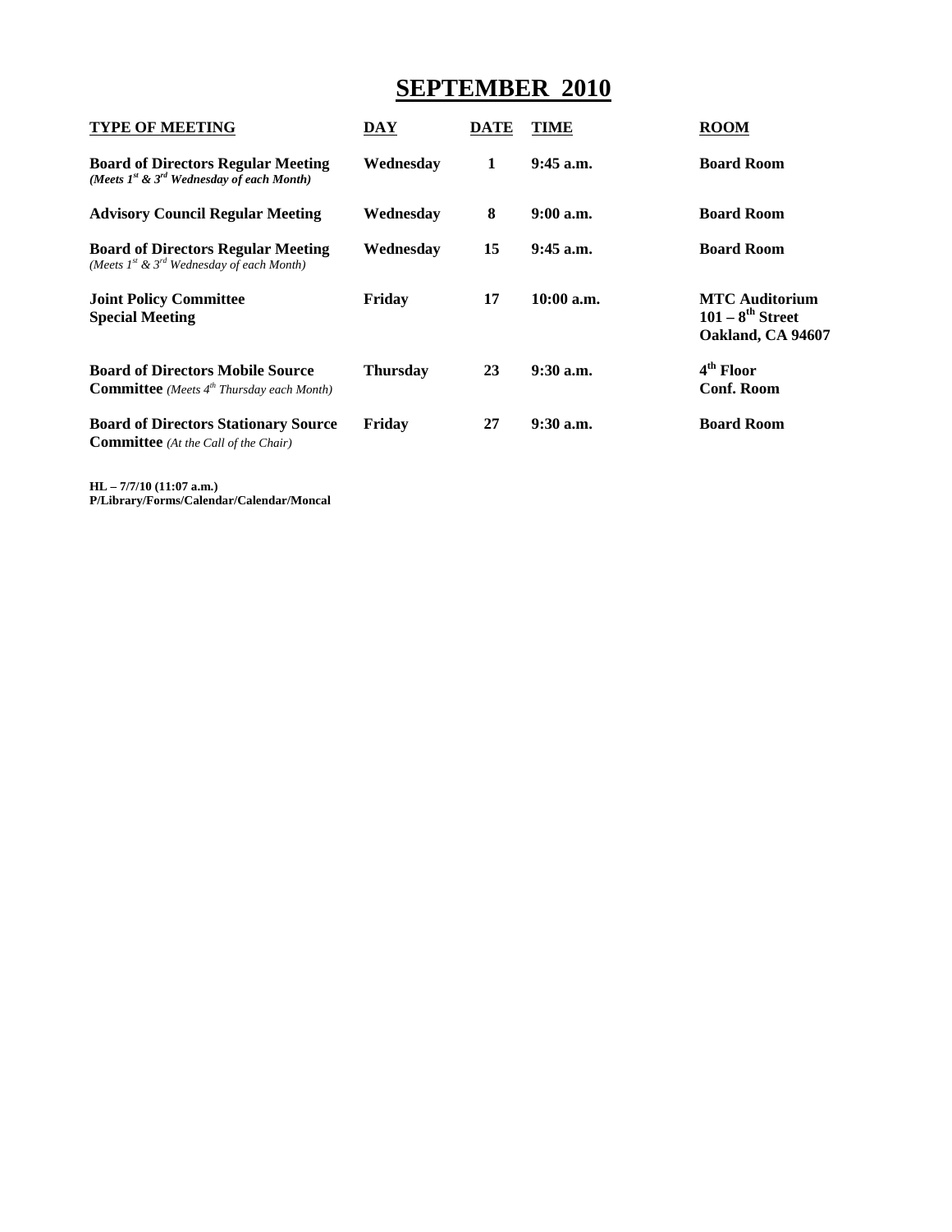# SEPTEMBER 2010

| TYPE OF MEETING | DAY | DATE | TIME | ROOM |
|---|---|---|---|---|
| **Board of Directors Regular Meeting** *(Meets 1st & 3rd Wednesday of each Month)* | Wednesday | 1 | 9:45 a.m. | Board Room |
| **Advisory Council Regular Meeting** | Wednesday | 8 | 9:00 a.m. | Board Room |
| **Board of Directors Regular Meeting** *(Meets 1st & 3rd Wednesday of each Month)* | Wednesday | 15 | 9:45 a.m. | Board Room |
| **Joint Policy Committee Special Meeting** | Friday | 17 | 10:00 a.m. | MTC Auditorium 101 – 8th Street Oakland, CA 94607 |
| **Board of Directors Mobile Source Committee** *(Meets 4th Thursday each Month)* | Thursday | 23 | 9:30 a.m. | 4th Floor Conf. Room |
| **Board of Directors Stationary Source Committee** *(At the Call of the Chair)* | Friday | 27 | 9:30 a.m. | Board Room |

**HL – 7/7/10 (11:07 a.m.)**
**P/Library/Forms/Calendar/Calendar/Moncal**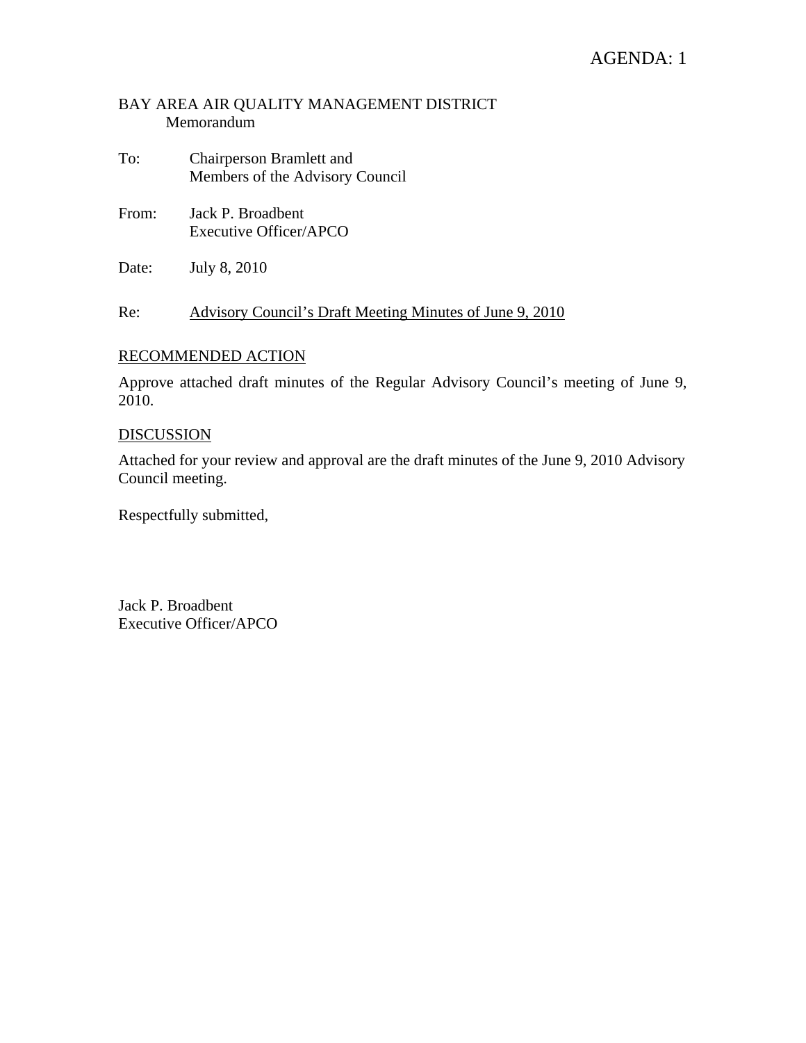AGENDA: 1

BAY AREA AIR QUALITY MANAGEMENT DISTRICT
Memorandum

To: Chairperson Bramlett and
Members of the Advisory Council

From: Jack P. Broadbent
Executive Officer/APCO

Date: July 8, 2010

Re: Advisory Council's Draft Meeting Minutes of June 9, 2010

RECOMMENDED ACTION

Approve attached draft minutes of the Regular Advisory Council's meeting of June 9, 2010.

DISCUSSION

Attached for your review and approval are the draft minutes of the June 9, 2010 Advisory Council meeting.

Respectfully submitted,

Jack P. Broadbent
Executive Officer/APCO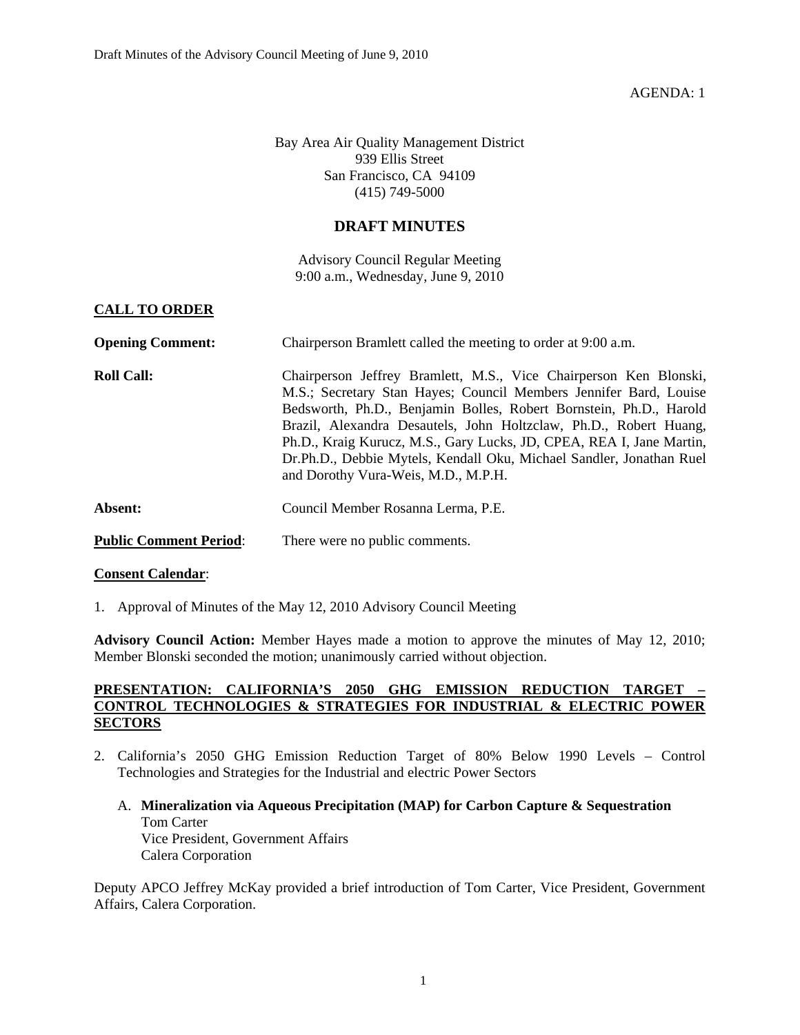AGENDA: 1

Bay Area Air Quality Management District
939 Ellis Street
San Francisco, CA 94109
(415) 749-5000

# DRAFT MINUTES

Advisory Council Regular Meeting
9:00 a.m., Wednesday, June 9, 2010

## CALL TO ORDER

**Opening Comment:** Chairperson Bramlett called the meeting to order at 9:00 a.m.

**Roll Call:** Chairperson Jeffrey Bramlett, M.S., Vice Chairperson Ken Blonski, M.S.; Secretary Stan Hayes; Council Members Jennifer Bard, Louise Bedsworth, Ph.D., Benjamin Bolles, Robert Bornstein, Ph.D., Harold Brazil, Alexandra Desautels, John Holtzclaw, Ph.D., Robert Huang, Ph.D., Kraig Kurucz, M.S., Gary Lucks, JD, CPEA, REA I, Jane Martin, Dr.Ph.D., Debbie Mytels, Kendall Oku, Michael Sandler, Jonathan Ruel and Dorothy Vura-Weis, M.D., M.P.H.

**Absent:** Council Member Rosanna Lerma, P.E.

**Public Comment Period:** There were no public comments.

**Consent Calendar:**

1. Approval of Minutes of the May 12, 2010 Advisory Council Meeting

**Advisory Council Action:** Member Hayes made a motion to approve the minutes of May 12, 2010; Member Blonski seconded the motion; unanimously carried without objection.

## PRESENTATION: CALIFORNIA'S 2050 GHG EMISSION REDUCTION TARGET – CONTROL TECHNOLOGIES & STRATEGIES FOR INDUSTRIAL & ELECTRIC POWER SECTORS

2. California's 2050 GHG Emission Reduction Target of 80% Below 1990 Levels – Control Technologies and Strategies for the Industrial and electric Power Sectors

   A. **Mineralization via Aqueous Precipitation (MAP) for Carbon Capture & Sequestration**
   Tom Carter
   Vice President, Government Affairs
   Calera Corporation

Deputy APCO Jeffrey McKay provided a brief introduction of Tom Carter, Vice President, Government Affairs, Calera Corporation.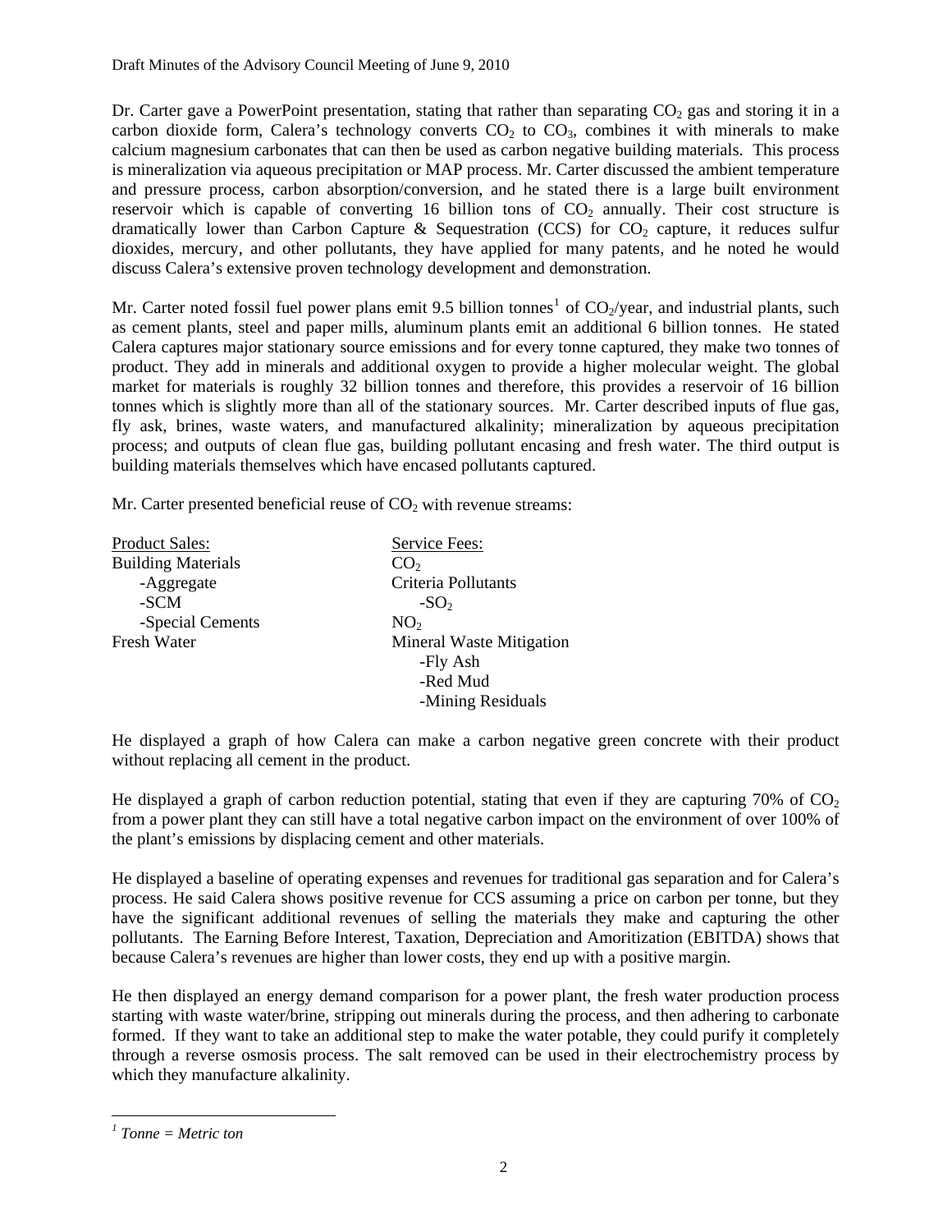Draft Minutes of the Advisory Council Meeting of June 9, 2010

Dr. Carter gave a PowerPoint presentation, stating that rather than separating $CO_2$ gas and storing it in a carbon dioxide form, Calera's technology converts $CO_2$ to $CO_3$, combines it with minerals to make calcium magnesium carbonates that can then be used as carbon negative building materials. This process is mineralization via aqueous precipitation or MAP process. Mr. Carter discussed the ambient temperature and pressure process, carbon absorption/conversion, and he stated there is a large built environment reservoir which is capable of converting 16 billion tons of $CO_2$ annually. Their cost structure is dramatically lower than Carbon Capture & Sequestration (CCS) for $CO_2$ capture, it reduces sulfur dioxides, mercury, and other pollutants, they have applied for many patents, and he noted he would discuss Calera's extensive proven technology development and demonstration.

Mr. Carter noted fossil fuel power plans emit 9.5 billion tonnes[1] of $CO_2$/year, and industrial plants, such as cement plants, steel and paper mills, aluminum plants emit an additional 6 billion tonnes. He stated Calera captures major stationary source emissions and for every tonne captured, they make two tonnes of product. They add in minerals and additional oxygen to provide a higher molecular weight. The global market for materials is roughly 32 billion tonnes and therefore, this provides a reservoir of 16 billion tonnes which is slightly more than all of the stationary sources. Mr. Carter described inputs of flue gas, fly ask, brines, waste waters, and manufactured alkalinity; mineralization by aqueous precipitation process; and outputs of clean flue gas, building pollutant encasing and fresh water. The third output is building materials themselves which have encased pollutants captured.

Mr. Carter presented beneficial reuse of $CO_2$ with revenue streams:

| Product Sales: | Service Fees: |
|---|---|
| Building Materials | $CO_2$ |
| -Aggregate | Criteria Pollutants |
| -SCM | -$SO_2$ |
| -Special Cements | $NO_2$ |
| Fresh Water | Mineral Waste Mitigation |
| | -Fly Ash |
| | -Red Mud |
| | -Mining Residuals |

He displayed a graph of how Calera can make a carbon negative green concrete with their product without replacing all cement in the product.

He displayed a graph of carbon reduction potential, stating that even if they are capturing 70% of $CO_2$ from a power plant they can still have a total negative carbon impact on the environment of over 100% of the plant's emissions by displacing cement and other materials.

He displayed a baseline of operating expenses and revenues for traditional gas separation and for Calera's process. He said Calera shows positive revenue for CCS assuming a price on carbon per tonne, but they have the significant additional revenues of selling the materials they make and capturing the other pollutants. The Earning Before Interest, Taxation, Depreciation and Amoritization (EBITDA) shows that because Calera's revenues are higher than lower costs, they end up with a positive margin.

He then displayed an energy demand comparison for a power plant, the fresh water production process starting with waste water/brine, stripping out minerals during the process, and then adhering to carbonate formed. If they want to take an additional step to make the water potable, they could purify it completely through a reverse osmosis process. The salt removed can be used in their electrochemistry process by which they manufacture alkalinity.

---

[1] *Tonne = Metric ton*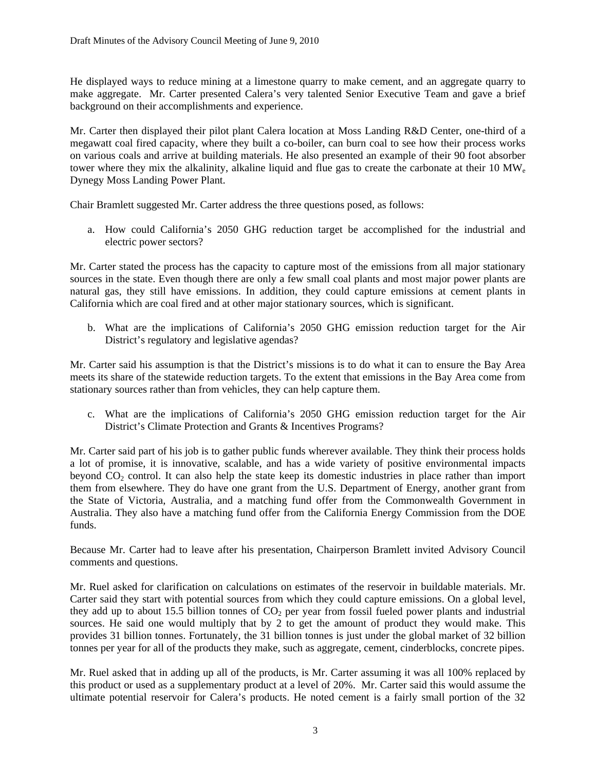He displayed ways to reduce mining at a limestone quarry to make cement, and an aggregate quarry to make aggregate. Mr. Carter presented Calera's very talented Senior Executive Team and gave a brief background on their accomplishments and experience.

Mr. Carter then displayed their pilot plant Calera location at Moss Landing R&D Center, one-third of a megawatt coal fired capacity, where they built a co-boiler, can burn coal to see how their process works on various coals and arrive at building materials. He also presented an example of their 90 foot absorber tower where they mix the alkalinity, alkaline liquid and flue gas to create the carbonate at their 10 $MW_e$ Dynegy Moss Landing Power Plant.

Chair Bramlett suggested Mr. Carter address the three questions posed, as follows:

a. How could California's 2050 GHG reduction target be accomplished for the industrial and electric power sectors?

Mr. Carter stated the process has the capacity to capture most of the emissions from all major stationary sources in the state. Even though there are only a few small coal plants and most major power plants are natural gas, they still have emissions. In addition, they could capture emissions at cement plants in California which are coal fired and at other major stationary sources, which is significant.

b. What are the implications of California's 2050 GHG emission reduction target for the Air District's regulatory and legislative agendas?

Mr. Carter said his assumption is that the District's missions is to do what it can to ensure the Bay Area meets its share of the statewide reduction targets. To the extent that emissions in the Bay Area come from stationary sources rather than from vehicles, they can help capture them.

c. What are the implications of California's 2050 GHG emission reduction target for the Air District's Climate Protection and Grants & Incentives Programs?

Mr. Carter said part of his job is to gather public funds wherever available. They think their process holds a lot of promise, it is innovative, scalable, and has a wide variety of positive environmental impacts beyond $CO_2$ control. It can also help the state keep its domestic industries in place rather than import them from elsewhere. They do have one grant from the U.S. Department of Energy, another grant from the State of Victoria, Australia, and a matching fund offer from the Commonwealth Government in Australia. They also have a matching fund offer from the California Energy Commission from the DOE funds.

Because Mr. Carter had to leave after his presentation, Chairperson Bramlett invited Advisory Council comments and questions.

Mr. Ruel asked for clarification on calculations on estimates of the reservoir in buildable materials. Mr. Carter said they start with potential sources from which they could capture emissions. On a global level, they add up to about 15.5 billion tonnes of $CO_2$ per year from fossil fueled power plants and industrial sources. He said one would multiply that by 2 to get the amount of product they would make. This provides 31 billion tonnes. Fortunately, the 31 billion tonnes is just under the global market of 32 billion tonnes per year for all of the products they make, such as aggregate, cement, cinderblocks, concrete pipes.

Mr. Ruel asked that in adding up all of the products, is Mr. Carter assuming it was all 100% replaced by this product or used as a supplementary product at a level of 20%. Mr. Carter said this would assume the ultimate potential reservoir for Calera's products. He noted cement is a fairly small portion of the 32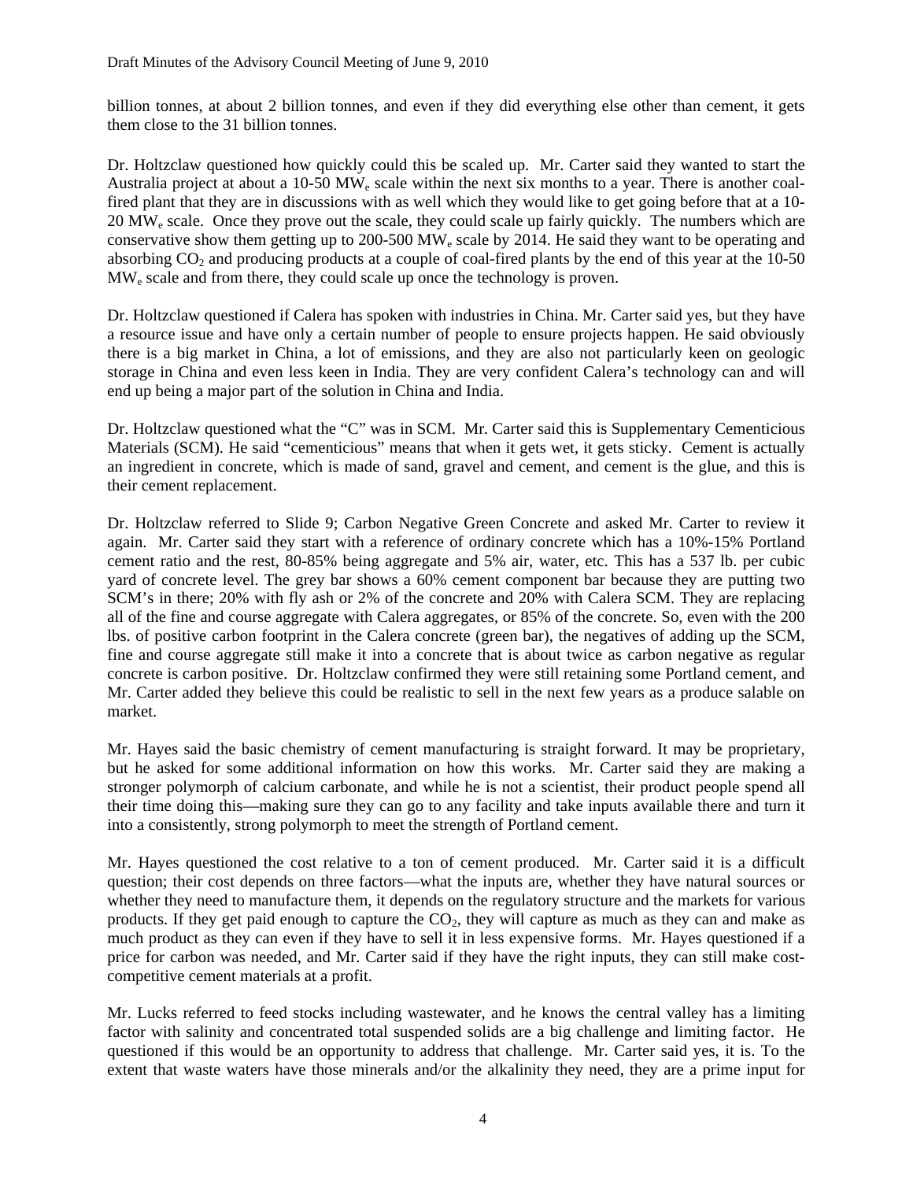billion tonnes, at about 2 billion tonnes, and even if they did everything else other than cement, it gets them close to the 31 billion tonnes.

Dr. Holtzclaw questioned how quickly could this be scaled up. Mr. Carter said they wanted to start the Australia project at about a 10-50 $MW_e$ scale within the next six months to a year. There is another coal-fired plant that they are in discussions with as well which they would like to get going before that at a 10-20 $MW_e$ scale. Once they prove out the scale, they could scale up fairly quickly. The numbers which are conservative show them getting up to 200-500 $MW_e$ scale by 2014. He said they want to be operating and absorbing $CO_2$ and producing products at a couple of coal-fired plants by the end of this year at the 10-50 $MW_e$ scale and from there, they could scale up once the technology is proven.

Dr. Holtzclaw questioned if Calera has spoken with industries in China. Mr. Carter said yes, but they have a resource issue and have only a certain number of people to ensure projects happen. He said obviously there is a big market in China, a lot of emissions, and they are also not particularly keen on geologic storage in China and even less keen in India. They are very confident Calera's technology can and will end up being a major part of the solution in China and India.

Dr. Holtzclaw questioned what the "C" was in SCM. Mr. Carter said this is Supplementary Cementicious Materials (SCM). He said "cementicious" means that when it gets wet, it gets sticky. Cement is actually an ingredient in concrete, which is made of sand, gravel and cement, and cement is the glue, and this is their cement replacement.

Dr. Holtzclaw referred to Slide 9; Carbon Negative Green Concrete and asked Mr. Carter to review it again. Mr. Carter said they start with a reference of ordinary concrete which has a 10%-15% Portland cement ratio and the rest, 80-85% being aggregate and 5% air, water, etc. This has a 537 lb. per cubic yard of concrete level. The grey bar shows a 60% cement component bar because they are putting two SCM's in there; 20% with fly ash or 2% of the concrete and 20% with Calera SCM. They are replacing all of the fine and course aggregate with Calera aggregates, or 85% of the concrete. So, even with the 200 lbs. of positive carbon footprint in the Calera concrete (green bar), the negatives of adding up the SCM, fine and course aggregate still make it into a concrete that is about twice as carbon negative as regular concrete is carbon positive. Dr. Holtzclaw confirmed they were still retaining some Portland cement, and Mr. Carter added they believe this could be realistic to sell in the next few years as a produce salable on market.

Mr. Hayes said the basic chemistry of cement manufacturing is straight forward. It may be proprietary, but he asked for some additional information on how this works. Mr. Carter said they are making a stronger polymorph of calcium carbonate, and while he is not a scientist, their product people spend all their time doing this—making sure they can go to any facility and take inputs available there and turn it into a consistently, strong polymorph to meet the strength of Portland cement.

Mr. Hayes questioned the cost relative to a ton of cement produced. Mr. Carter said it is a difficult question; their cost depends on three factors—what the inputs are, whether they have natural sources or whether they need to manufacture them, it depends on the regulatory structure and the markets for various products. If they get paid enough to capture the $CO_2$, they will capture as much as they can and make as much product as they can even if they have to sell it in less expensive forms. Mr. Hayes questioned if a price for carbon was needed, and Mr. Carter said if they have the right inputs, they can still make cost-competitive cement materials at a profit.

Mr. Lucks referred to feed stocks including wastewater, and he knows the central valley has a limiting factor with salinity and concentrated total suspended solids are a big challenge and limiting factor. He questioned if this would be an opportunity to address that challenge. Mr. Carter said yes, it is. To the extent that waste waters have those minerals and/or the alkalinity they need, they are a prime input for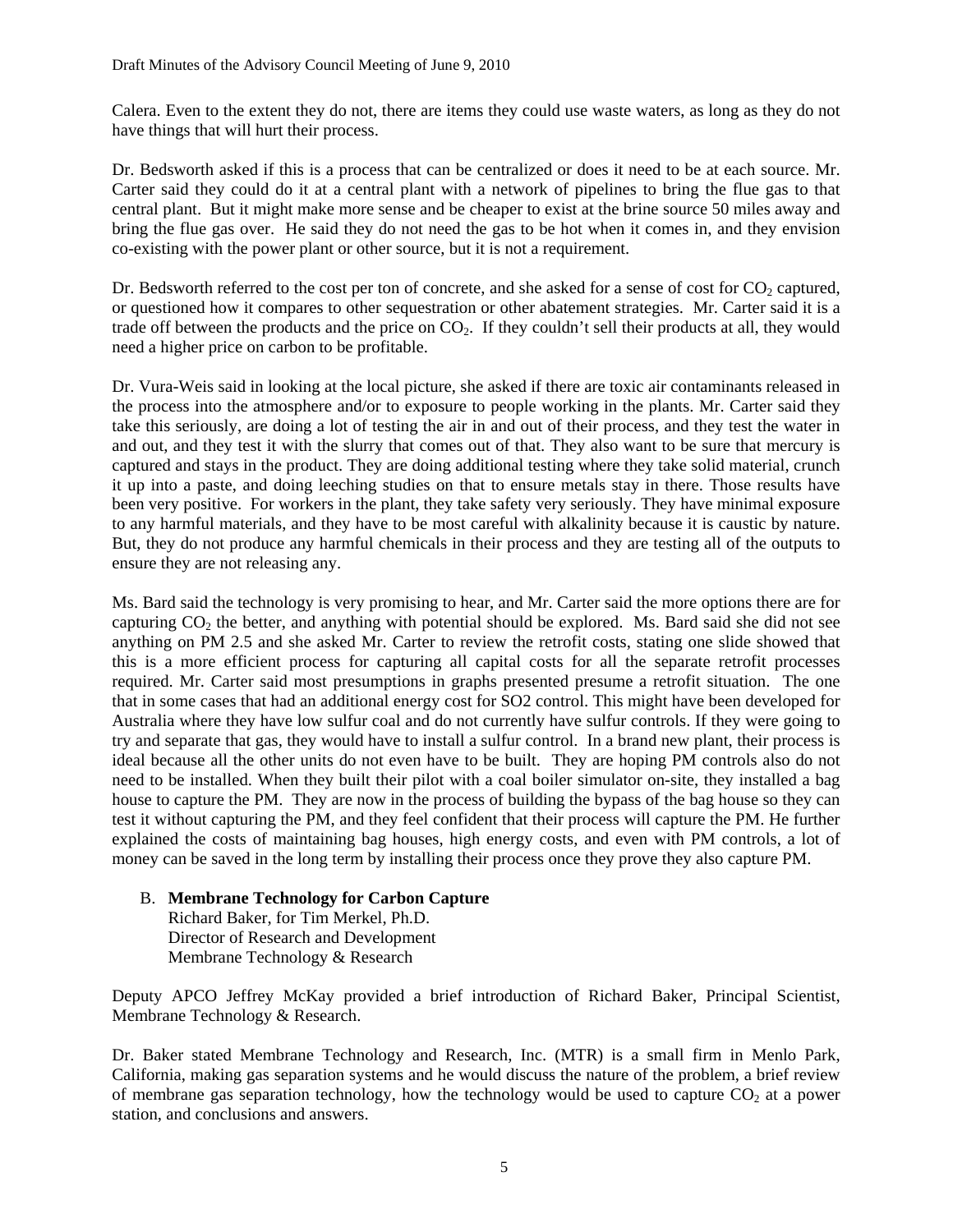Calera. Even to the extent they do not, there are items they could use waste waters, as long as they do not have things that will hurt their process.

Dr. Bedsworth asked if this is a process that can be centralized or does it need to be at each source. Mr. Carter said they could do it at a central plant with a network of pipelines to bring the flue gas to that central plant. But it might make more sense and be cheaper to exist at the brine source 50 miles away and bring the flue gas over. He said they do not need the gas to be hot when it comes in, and they envision co-existing with the power plant or other source, but it is not a requirement.

Dr. Bedsworth referred to the cost per ton of concrete, and she asked for a sense of cost for $CO_2$ captured, or questioned how it compares to other sequestration or other abatement strategies. Mr. Carter said it is a trade off between the products and the price on $CO_2$. If they couldn't sell their products at all, they would need a higher price on carbon to be profitable.

Dr. Vura-Weis said in looking at the local picture, she asked if there are toxic air contaminants released in the process into the atmosphere and/or to exposure to people working in the plants. Mr. Carter said they take this seriously, are doing a lot of testing the air in and out of their process, and they test the water in and out, and they test it with the slurry that comes out of that. They also want to be sure that mercury is captured and stays in the product. They are doing additional testing where they take solid material, crunch it up into a paste, and doing leeching studies on that to ensure metals stay in there. Those results have been very positive. For workers in the plant, they take safety very seriously. They have minimal exposure to any harmful materials, and they have to be most careful with alkalinity because it is caustic by nature. But, they do not produce any harmful chemicals in their process and they are testing all of the outputs to ensure they are not releasing any.

Ms. Bard said the technology is very promising to hear, and Mr. Carter said the more options there are for capturing $CO_2$ the better, and anything with potential should be explored. Ms. Bard said she did not see anything on PM 2.5 and she asked Mr. Carter to review the retrofit costs, stating one slide showed that this is a more efficient process for capturing all capital costs for all the separate retrofit processes required. Mr. Carter said most presumptions in graphs presented presume a retrofit situation. The one that in some cases that had an additional energy cost for SO2 control. This might have been developed for Australia where they have low sulfur coal and do not currently have sulfur controls. If they were going to try and separate that gas, they would have to install a sulfur control. In a brand new plant, their process is ideal because all the other units do not even have to be built. They are hoping PM controls also do not need to be installed. When they built their pilot with a coal boiler simulator on-site, they installed a bag house to capture the PM. They are now in the process of building the bypass of the bag house so they can test it without capturing the PM, and they feel confident that their process will capture the PM. He further explained the costs of maintaining bag houses, high energy costs, and even with PM controls, a lot of money can be saved in the long term by installing their process once they prove they also capture PM.

B. **Membrane Technology for Carbon Capture**
Richard Baker, for Tim Merkel, Ph.D.
Director of Research and Development
Membrane Technology & Research

Deputy APCO Jeffrey McKay provided a brief introduction of Richard Baker, Principal Scientist, Membrane Technology & Research.

Dr. Baker stated Membrane Technology and Research, Inc. (MTR) is a small firm in Menlo Park, California, making gas separation systems and he would discuss the nature of the problem, a brief review of membrane gas separation technology, how the technology would be used to capture $CO_2$ at a power station, and conclusions and answers.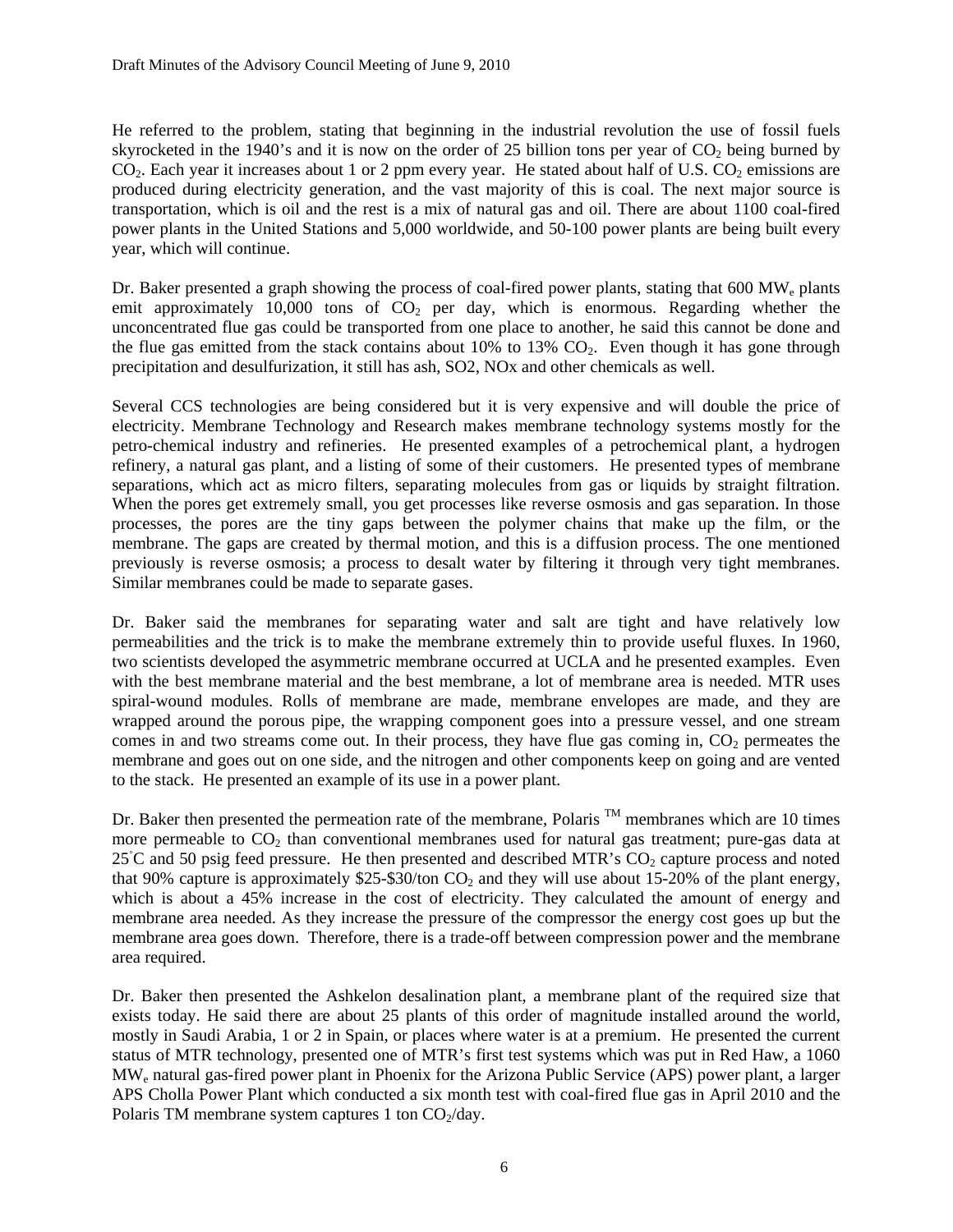He referred to the problem, stating that beginning in the industrial revolution the use of fossil fuels skyrocketed in the 1940's and it is now on the order of 25 billion tons per year of $CO_2$ being burned by $CO_2$. Each year it increases about 1 or 2 ppm every year. He stated about half of U.S. $CO_2$ emissions are produced during electricity generation, and the vast majority of this is coal. The next major source is transportation, which is oil and the rest is a mix of natural gas and oil. There are about 1100 coal-fired power plants in the United Stations and 5,000 worldwide, and 50-100 power plants are being built every year, which will continue.

Dr. Baker presented a graph showing the process of coal-fired power plants, stating that 600 $MW_e$ plants emit approximately 10,000 tons of $CO_2$ per day, which is enormous. Regarding whether the unconcentrated flue gas could be transported from one place to another, he said this cannot be done and the flue gas emitted from the stack contains about 10% to 13% $CO_2$. Even though it has gone through precipitation and desulfurization, it still has ash, SO2, NOx and other chemicals as well.

Several CCS technologies are being considered but it is very expensive and will double the price of electricity. Membrane Technology and Research makes membrane technology systems mostly for the petro-chemical industry and refineries. He presented examples of a petrochemical plant, a hydrogen refinery, a natural gas plant, and a listing of some of their customers. He presented types of membrane separations, which act as micro filters, separating molecules from gas or liquids by straight filtration. When the pores get extremely small, you get processes like reverse osmosis and gas separation. In those processes, the pores are the tiny gaps between the polymer chains that make up the film, or the membrane. The gaps are created by thermal motion, and this is a diffusion process. The one mentioned previously is reverse osmosis; a process to desalt water by filtering it through very tight membranes. Similar membranes could be made to separate gases.

Dr. Baker said the membranes for separating water and salt are tight and have relatively low permeabilities and the trick is to make the membrane extremely thin to provide useful fluxes. In 1960, two scientists developed the asymmetric membrane occurred at UCLA and he presented examples. Even with the best membrane material and the best membrane, a lot of membrane area is needed. MTR uses spiral-wound modules. Rolls of membrane are made, membrane envelopes are made, and they are wrapped around the porous pipe, the wrapping component goes into a pressure vessel, and one stream comes in and two streams come out. In their process, they have flue gas coming in, $CO_2$ permeates the membrane and goes out on one side, and the nitrogen and other components keep on going and are vented to the stack. He presented an example of its use in a power plant.

Dr. Baker then presented the permeation rate of the membrane, Polaris ™ membranes which are 10 times more permeable to $CO_2$ than conventional membranes used for natural gas treatment; pure-gas data at 25°C and 50 psig feed pressure. He then presented and described MTR's $CO_2$ capture process and noted that 90% capture is approximately \$25-\$30/ton $CO_2$ and they will use about 15-20% of the plant energy, which is about a 45% increase in the cost of electricity. They calculated the amount of energy and membrane area needed. As they increase the pressure of the compressor the energy cost goes up but the membrane area goes down. Therefore, there is a trade-off between compression power and the membrane area required.

Dr. Baker then presented the Ashkelon desalination plant, a membrane plant of the required size that exists today. He said there are about 25 plants of this order of magnitude installed around the world, mostly in Saudi Arabia, 1 or 2 in Spain, or places where water is at a premium. He presented the current status of MTR technology, presented one of MTR's first test systems which was put in Red Haw, a 1060 $MW_e$ natural gas-fired power plant in Phoenix for the Arizona Public Service (APS) power plant, a larger APS Cholla Power Plant which conducted a six month test with coal-fired flue gas in April 2010 and the Polaris TM membrane system captures 1 ton $CO_2$/day.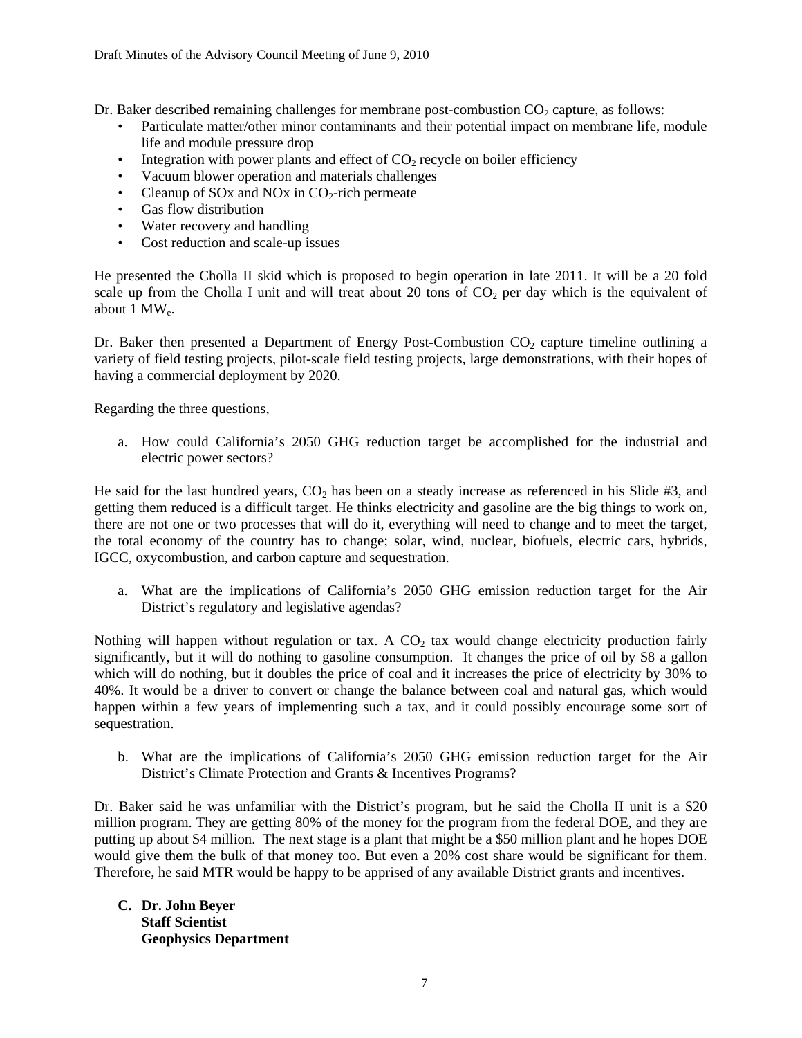Dr. Baker described remaining challenges for membrane post-combustion $CO_2$ capture, as follows:

- Particulate matter/other minor contaminants and their potential impact on membrane life, module life and module pressure drop
- Integration with power plants and effect of $CO_2$ recycle on boiler efficiency
- Vacuum blower operation and materials challenges
- Cleanup of SOx and NOx in $CO_2$-rich permeate
- Gas flow distribution
- Water recovery and handling
- Cost reduction and scale-up issues

He presented the Cholla II skid which is proposed to begin operation in late 2011. It will be a 20 fold scale up from the Cholla I unit and will treat about 20 tons of $CO_2$ per day which is the equivalent of about 1 $MW_e$.

Dr. Baker then presented a Department of Energy Post-Combustion $CO_2$ capture timeline outlining a variety of field testing projects, pilot-scale field testing projects, large demonstrations, with their hopes of having a commercial deployment by 2020.

Regarding the three questions,

a. How could California's 2050 GHG reduction target be accomplished for the industrial and electric power sectors?

He said for the last hundred years, $CO_2$ has been on a steady increase as referenced in his Slide #3, and getting them reduced is a difficult target. He thinks electricity and gasoline are the big things to work on, there are not one or two processes that will do it, everything will need to change and to meet the target, the total economy of the country has to change; solar, wind, nuclear, biofuels, electric cars, hybrids, IGCC, oxycombustion, and carbon capture and sequestration.

a. What are the implications of California's 2050 GHG emission reduction target for the Air District's regulatory and legislative agendas?

Nothing will happen without regulation or tax. A $CO_2$ tax would change electricity production fairly significantly, but it will do nothing to gasoline consumption. It changes the price of oil by $8 a gallon which will do nothing, but it doubles the price of coal and it increases the price of electricity by 30% to 40%. It would be a driver to convert or change the balance between coal and natural gas, which would happen within a few years of implementing such a tax, and it could possibly encourage some sort of sequestration.

b. What are the implications of California's 2050 GHG emission reduction target for the Air District's Climate Protection and Grants & Incentives Programs?

Dr. Baker said he was unfamiliar with the District's program, but he said the Cholla II unit is a $20 million program. They are getting 80% of the money for the program from the federal DOE, and they are putting up about $4 million. The next stage is a plant that might be a $50 million plant and he hopes DOE would give them the bulk of that money too. But even a 20% cost share would be significant for them. Therefore, he said MTR would be happy to be apprised of any available District grants and incentives.

**C. Dr. John Beyer**
**Staff Scientist**
**Geophysics Department**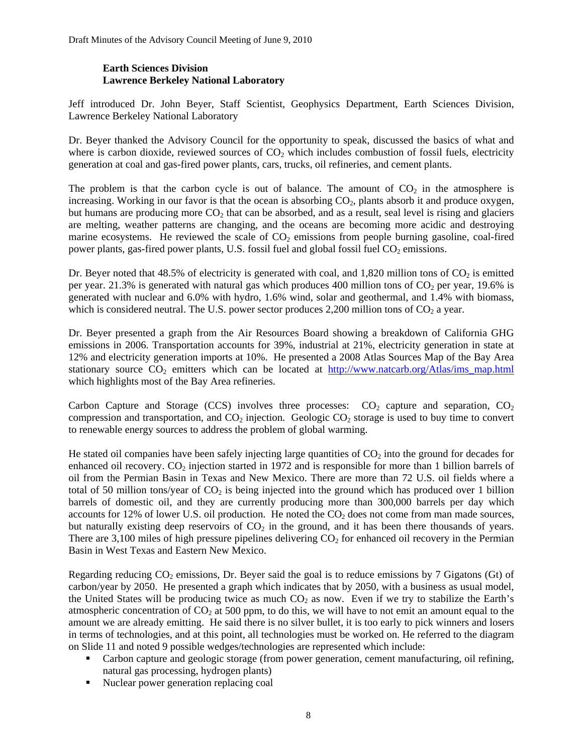**Earth Sciences Division**
**Lawrence Berkeley National Laboratory**

Jeff introduced Dr. John Beyer, Staff Scientist, Geophysics Department, Earth Sciences Division, Lawrence Berkeley National Laboratory

Dr. Beyer thanked the Advisory Council for the opportunity to speak, discussed the basics of what and where is carbon dioxide, reviewed sources of $CO_2$ which includes combustion of fossil fuels, electricity generation at coal and gas-fired power plants, cars, trucks, oil refineries, and cement plants.

The problem is that the carbon cycle is out of balance. The amount of $CO_2$ in the atmosphere is increasing. Working in our favor is that the ocean is absorbing $CO_2$, plants absorb it and produce oxygen, but humans are producing more $CO_2$ that can be absorbed, and as a result, seal level is rising and glaciers are melting, weather patterns are changing, and the oceans are becoming more acidic and destroying marine ecosystems. He reviewed the scale of $CO_2$ emissions from people burning gasoline, coal-fired power plants, gas-fired power plants, U.S. fossil fuel and global fossil fuel $CO_2$ emissions.

Dr. Beyer noted that 48.5% of electricity is generated with coal, and 1,820 million tons of $CO_2$ is emitted per year. 21.3% is generated with natural gas which produces 400 million tons of $CO_2$ per year, 19.6% is generated with nuclear and 6.0% with hydro, 1.6% wind, solar and geothermal, and 1.4% with biomass, which is considered neutral. The U.S. power sector produces 2,200 million tons of $CO_2$ a year.

Dr. Beyer presented a graph from the Air Resources Board showing a breakdown of California GHG emissions in 2006. Transportation accounts for 39%, industrial at 21%, electricity generation in state at 12% and electricity generation imports at 10%. He presented a 2008 Atlas Sources Map of the Bay Area stationary source $CO_2$ emitters which can be located at http://www.natcarb.org/Atlas/ims_map.html which highlights most of the Bay Area refineries.

Carbon Capture and Storage (CCS) involves three processes: $CO_2$ capture and separation, $CO_2$ compression and transportation, and $CO_2$ injection. Geologic $CO_2$ storage is used to buy time to convert to renewable energy sources to address the problem of global warming.

He stated oil companies have been safely injecting large quantities of $CO_2$ into the ground for decades for enhanced oil recovery. $CO_2$ injection started in 1972 and is responsible for more than 1 billion barrels of oil from the Permian Basin in Texas and New Mexico. There are more than 72 U.S. oil fields where a total of 50 million tons/year of $CO_2$ is being injected into the ground which has produced over 1 billion barrels of domestic oil, and they are currently producing more than 300,000 barrels per day which accounts for 12% of lower U.S. oil production. He noted the $CO_2$ does not come from man made sources, but naturally existing deep reservoirs of $CO_2$ in the ground, and it has been there thousands of years. There are 3,100 miles of high pressure pipelines delivering $CO_2$ for enhanced oil recovery in the Permian Basin in West Texas and Eastern New Mexico.

Regarding reducing $CO_2$ emissions, Dr. Beyer said the goal is to reduce emissions by 7 Gigatons (Gt) of carbon/year by 2050. He presented a graph which indicates that by 2050, with a business as usual model, the United States will be producing twice as much $CO_2$ as now. Even if we try to stabilize the Earth's atmospheric concentration of $CO_2$ at 500 ppm, to do this, we will have to not emit an amount equal to the amount we are already emitting. He said there is no silver bullet, it is too early to pick winners and losers in terms of technologies, and at this point, all technologies must be worked on. He referred to the diagram on Slide 11 and noted 9 possible wedges/technologies are represented which include:

- Carbon capture and geologic storage (from power generation, cement manufacturing, oil refining, natural gas processing, hydrogen plants)
- Nuclear power generation replacing coal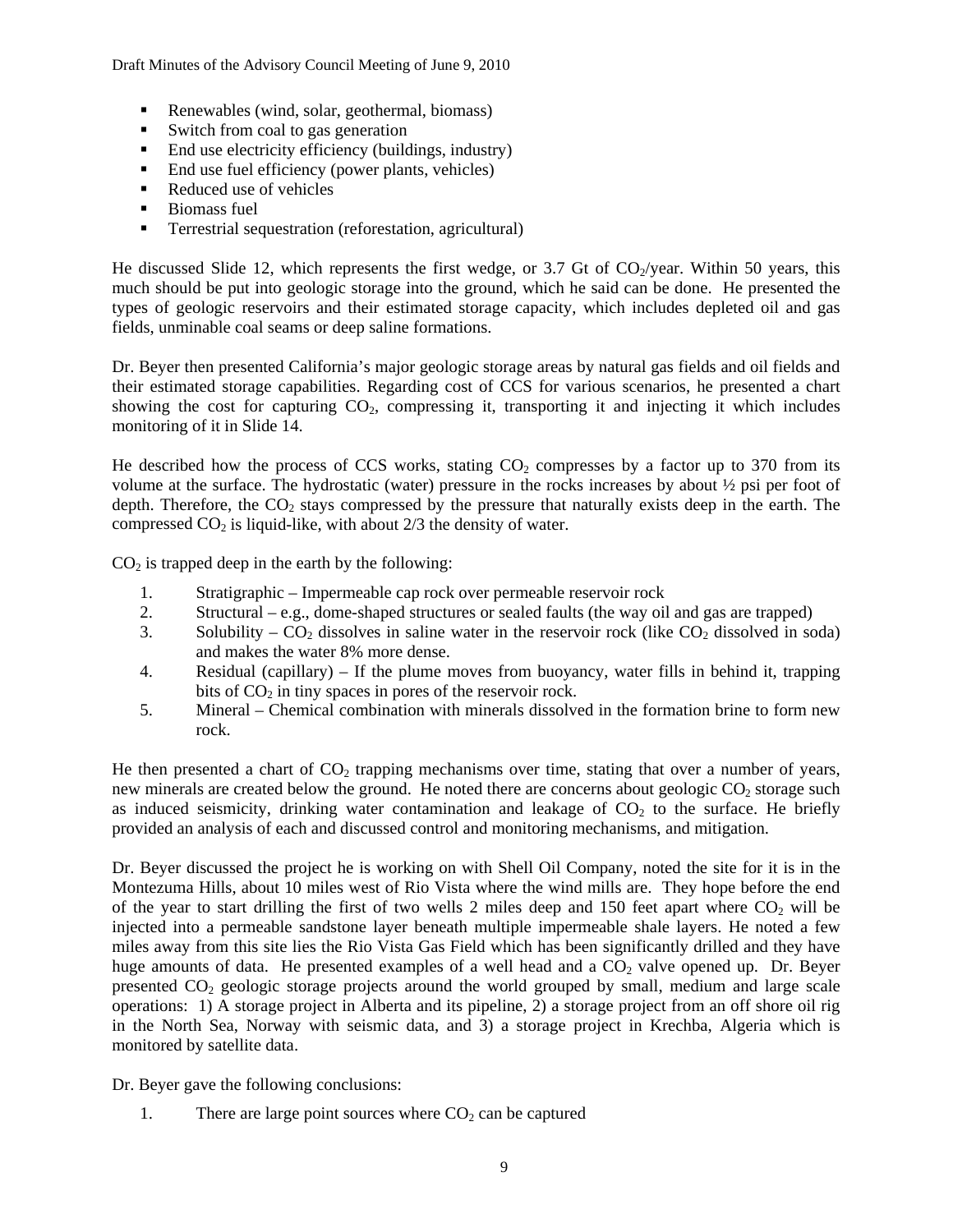- Renewables (wind, solar, geothermal, biomass)
- Switch from coal to gas generation
- End use electricity efficiency (buildings, industry)
- End use fuel efficiency (power plants, vehicles)
- Reduced use of vehicles
- Biomass fuel
- Terrestrial sequestration (reforestation, agricultural)

He discussed Slide 12, which represents the first wedge, or 3.7 Gt of $CO_2$/year. Within 50 years, this much should be put into geologic storage into the ground, which he said can be done. He presented the types of geologic reservoirs and their estimated storage capacity, which includes depleted oil and gas fields, unminable coal seams or deep saline formations.

Dr. Beyer then presented California's major geologic storage areas by natural gas fields and oil fields and their estimated storage capabilities. Regarding cost of CCS for various scenarios, he presented a chart showing the cost for capturing $CO_2$, compressing it, transporting it and injecting it which includes monitoring of it in Slide 14.

He described how the process of CCS works, stating $CO_2$ compresses by a factor up to 370 from its volume at the surface. The hydrostatic (water) pressure in the rocks increases by about ½ psi per foot of depth. Therefore, the $CO_2$ stays compressed by the pressure that naturally exists deep in the earth. The compressed $CO_2$ is liquid-like, with about 2/3 the density of water.

$CO_2$ is trapped deep in the earth by the following:

1. Stratigraphic – Impermeable cap rock over permeable reservoir rock
2. Structural – e.g., dome-shaped structures or sealed faults (the way oil and gas are trapped)
3. Solubility – $CO_2$ dissolves in saline water in the reservoir rock (like $CO_2$ dissolved in soda) and makes the water 8% more dense.
4. Residual (capillary) – If the plume moves from buoyancy, water fills in behind it, trapping bits of $CO_2$ in tiny spaces in pores of the reservoir rock.
5. Mineral – Chemical combination with minerals dissolved in the formation brine to form new rock.

He then presented a chart of $CO_2$ trapping mechanisms over time, stating that over a number of years, new minerals are created below the ground. He noted there are concerns about geologic $CO_2$ storage such as induced seismicity, drinking water contamination and leakage of $CO_2$ to the surface. He briefly provided an analysis of each and discussed control and monitoring mechanisms, and mitigation.

Dr. Beyer discussed the project he is working on with Shell Oil Company, noted the site for it is in the Montezuma Hills, about 10 miles west of Rio Vista where the wind mills are. They hope before the end of the year to start drilling the first of two wells 2 miles deep and 150 feet apart where $CO_2$ will be injected into a permeable sandstone layer beneath multiple impermeable shale layers. He noted a few miles away from this site lies the Rio Vista Gas Field which has been significantly drilled and they have huge amounts of data. He presented examples of a well head and a $CO_2$ valve opened up. Dr. Beyer presented $CO_2$ geologic storage projects around the world grouped by small, medium and large scale operations: 1) A storage project in Alberta and its pipeline, 2) a storage project from an off shore oil rig in the North Sea, Norway with seismic data, and 3) a storage project in Krechba, Algeria which is monitored by satellite data.

Dr. Beyer gave the following conclusions:

1. There are large point sources where $CO_2$ can be captured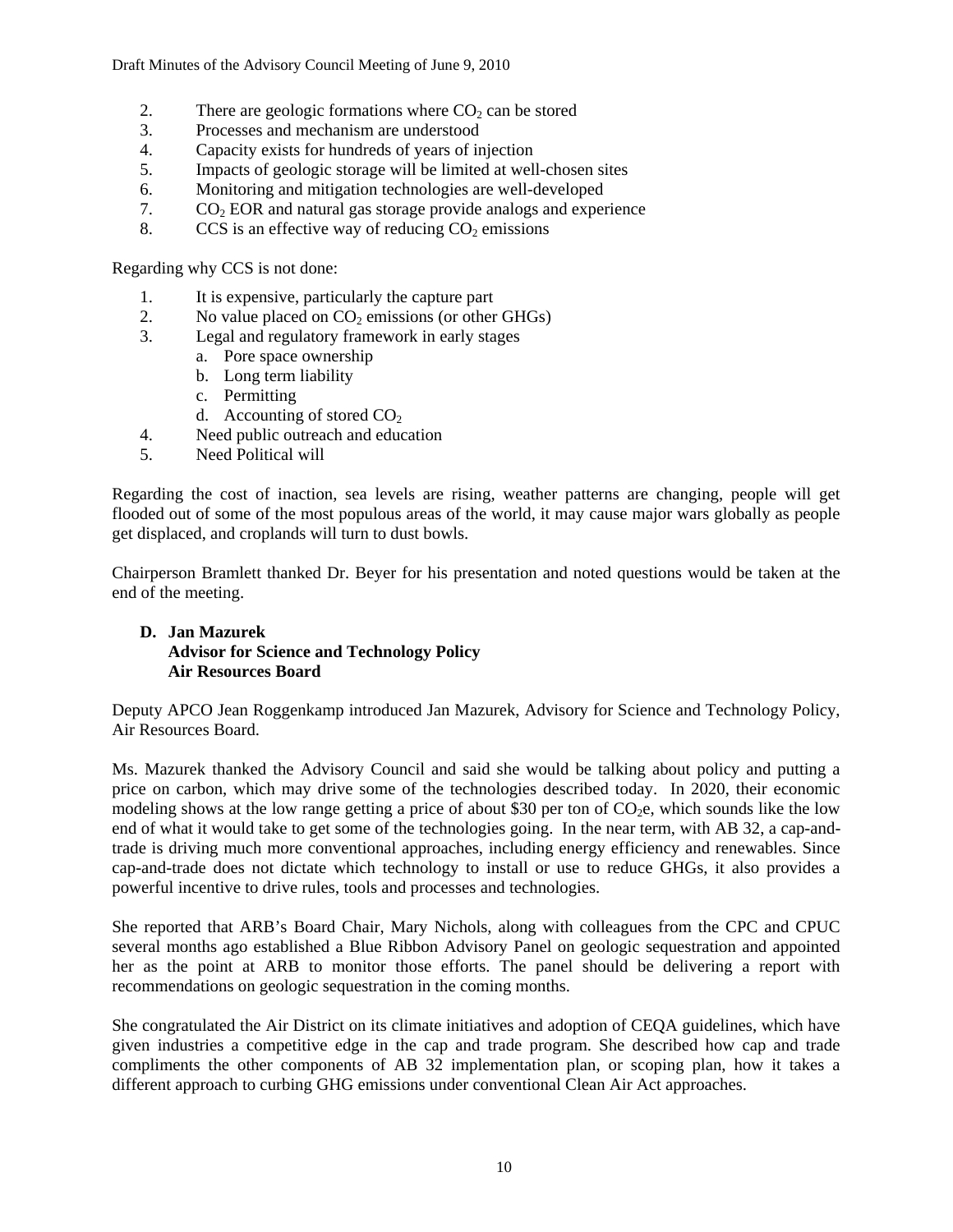2. There are geologic formations where $CO_2$ can be stored
3. Processes and mechanism are understood
4. Capacity exists for hundreds of years of injection
5. Impacts of geologic storage will be limited at well-chosen sites
6. Monitoring and mitigation technologies are well-developed
7. $CO_2$ EOR and natural gas storage provide analogs and experience
8. CCS is an effective way of reducing $CO_2$ emissions

Regarding why CCS is not done:

1. It is expensive, particularly the capture part
2. No value placed on $CO_2$ emissions (or other GHGs)
3. Legal and regulatory framework in early stages
   a. Pore space ownership
   b. Long term liability
   c. Permitting
   d. Accounting of stored $CO_2$
4. Need public outreach and education
5. Need Political will

Regarding the cost of inaction, sea levels are rising, weather patterns are changing, people will get flooded out of some of the most populous areas of the world, it may cause major wars globally as people get displaced, and croplands will turn to dust bowls.

Chairperson Bramlett thanked Dr. Beyer for his presentation and noted questions would be taken at the end of the meeting.

**D. Jan Mazurek**
**Advisor for Science and Technology Policy**
**Air Resources Board**

Deputy APCO Jean Roggenkamp introduced Jan Mazurek, Advisory for Science and Technology Policy, Air Resources Board.

Ms. Mazurek thanked the Advisory Council and said she would be talking about policy and putting a price on carbon, which may drive some of the technologies described today. In 2020, their economic modeling shows at the low range getting a price of about \$30 per ton of $CO_2e$, which sounds like the low end of what it would take to get some of the technologies going. In the near term, with AB 32, a cap-and-trade is driving much more conventional approaches, including energy efficiency and renewables. Since cap-and-trade does not dictate which technology to install or use to reduce GHGs, it also provides a powerful incentive to drive rules, tools and processes and technologies.

She reported that ARB's Board Chair, Mary Nichols, along with colleagues from the CPC and CPUC several months ago established a Blue Ribbon Advisory Panel on geologic sequestration and appointed her as the point at ARB to monitor those efforts. The panel should be delivering a report with recommendations on geologic sequestration in the coming months.

She congratulated the Air District on its climate initiatives and adoption of CEQA guidelines, which have given industries a competitive edge in the cap and trade program. She described how cap and trade compliments the other components of AB 32 implementation plan, or scoping plan, how it takes a different approach to curbing GHG emissions under conventional Clean Air Act approaches.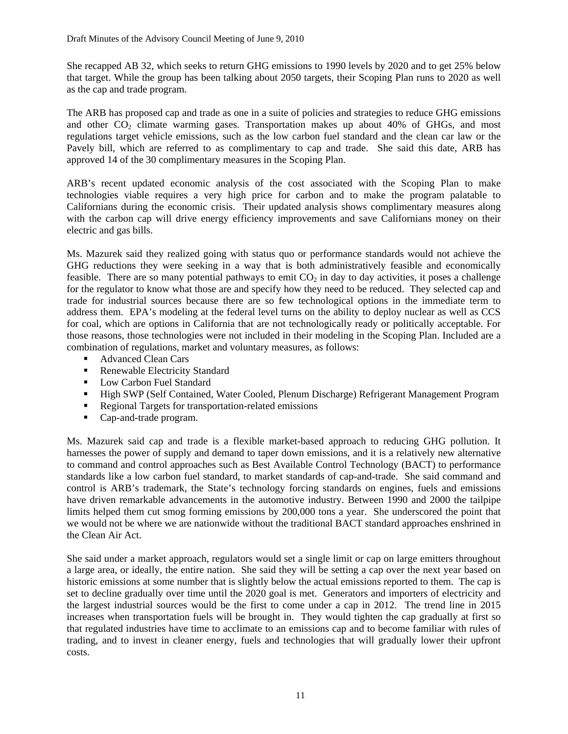She recapped AB 32, which seeks to return GHG emissions to 1990 levels by 2020 and to get 25% below that target. While the group has been talking about 2050 targets, their Scoping Plan runs to 2020 as well as the cap and trade program.

The ARB has proposed cap and trade as one in a suite of policies and strategies to reduce GHG emissions and other $CO_2$ climate warming gases. Transportation makes up about 40% of GHGs, and most regulations target vehicle emissions, such as the low carbon fuel standard and the clean car law or the Pavely bill, which are referred to as complimentary to cap and trade. She said this date, ARB has approved 14 of the 30 complimentary measures in the Scoping Plan.

ARB's recent updated economic analysis of the cost associated with the Scoping Plan to make technologies viable requires a very high price for carbon and to make the program palatable to Californians during the economic crisis. Their updated analysis shows complimentary measures along with the carbon cap will drive energy efficiency improvements and save Californians money on their electric and gas bills.

Ms. Mazurek said they realized going with status quo or performance standards would not achieve the GHG reductions they were seeking in a way that is both administratively feasible and economically feasible. There are so many potential pathways to emit $CO_2$ in day to day activities, it poses a challenge for the regulator to know what those are and specify how they need to be reduced. They selected cap and trade for industrial sources because there are so few technological options in the immediate term to address them. EPA's modeling at the federal level turns on the ability to deploy nuclear as well as CCS for coal, which are options in California that are not technologically ready or politically acceptable. For those reasons, those technologies were not included in their modeling in the Scoping Plan. Included are a combination of regulations, market and voluntary measures, as follows:

- Advanced Clean Cars
- Renewable Electricity Standard
- Low Carbon Fuel Standard
- High SWP (Self Contained, Water Cooled, Plenum Discharge) Refrigerant Management Program
- Regional Targets for transportation-related emissions
- Cap-and-trade program.

Ms. Mazurek said cap and trade is a flexible market-based approach to reducing GHG pollution. It harnesses the power of supply and demand to taper down emissions, and it is a relatively new alternative to command and control approaches such as Best Available Control Technology (BACT) to performance standards like a low carbon fuel standard, to market standards of cap-and-trade. She said command and control is ARB's trademark, the State's technology forcing standards on engines, fuels and emissions have driven remarkable advancements in the automotive industry. Between 1990 and 2000 the tailpipe limits helped them cut smog forming emissions by 200,000 tons a year. She underscored the point that we would not be where we are nationwide without the traditional BACT standard approaches enshrined in the Clean Air Act.

She said under a market approach, regulators would set a single limit or cap on large emitters throughout a large area, or ideally, the entire nation. She said they will be setting a cap over the next year based on historic emissions at some number that is slightly below the actual emissions reported to them. The cap is set to decline gradually over time until the 2020 goal is met. Generators and importers of electricity and the largest industrial sources would be the first to come under a cap in 2012. The trend line in 2015 increases when transportation fuels will be brought in. They would tighten the cap gradually at first so that regulated industries have time to acclimate to an emissions cap and to become familiar with rules of trading, and to invest in cleaner energy, fuels and technologies that will gradually lower their upfront costs.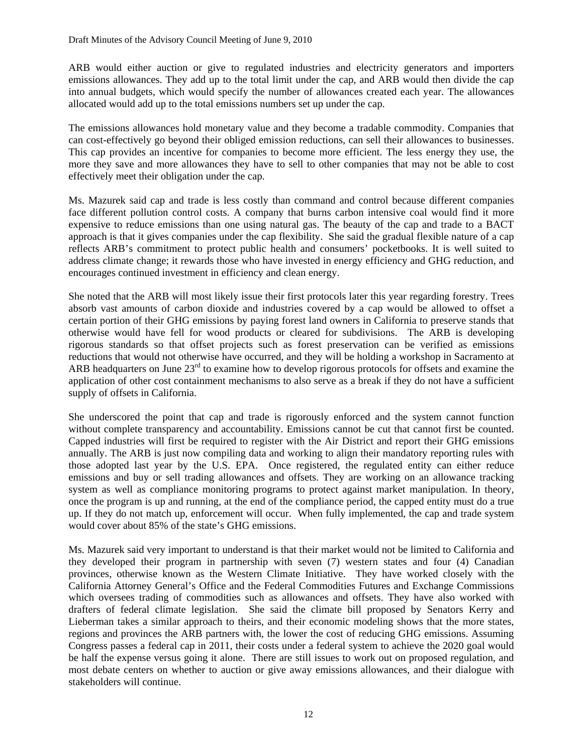ARB would either auction or give to regulated industries and electricity generators and importers emissions allowances. They add up to the total limit under the cap, and ARB would then divide the cap into annual budgets, which would specify the number of allowances created each year. The allowances allocated would add up to the total emissions numbers set up under the cap.

The emissions allowances hold monetary value and they become a tradable commodity. Companies that can cost-effectively go beyond their obliged emission reductions, can sell their allowances to businesses. This cap provides an incentive for companies to become more efficient. The less energy they use, the more they save and more allowances they have to sell to other companies that may not be able to cost effectively meet their obligation under the cap.

Ms. Mazurek said cap and trade is less costly than command and control because different companies face different pollution control costs. A company that burns carbon intensive coal would find it more expensive to reduce emissions than one using natural gas. The beauty of the cap and trade to a BACT approach is that it gives companies under the cap flexibility. She said the gradual flexible nature of a cap reflects ARB's commitment to protect public health and consumers' pocketbooks. It is well suited to address climate change; it rewards those who have invested in energy efficiency and GHG reduction, and encourages continued investment in efficiency and clean energy.

She noted that the ARB will most likely issue their first protocols later this year regarding forestry. Trees absorb vast amounts of carbon dioxide and industries covered by a cap would be allowed to offset a certain portion of their GHG emissions by paying forest land owners in California to preserve stands that otherwise would have fell for wood products or cleared for subdivisions. The ARB is developing rigorous standards so that offset projects such as forest preservation can be verified as emissions reductions that would not otherwise have occurred, and they will be holding a workshop in Sacramento at ARB headquarters on June 23rd to examine how to develop rigorous protocols for offsets and examine the application of other cost containment mechanisms to also serve as a break if they do not have a sufficient supply of offsets in California.

She underscored the point that cap and trade is rigorously enforced and the system cannot function without complete transparency and accountability. Emissions cannot be cut that cannot first be counted. Capped industries will first be required to register with the Air District and report their GHG emissions annually. The ARB is just now compiling data and working to align their mandatory reporting rules with those adopted last year by the U.S. EPA. Once registered, the regulated entity can either reduce emissions and buy or sell trading allowances and offsets. They are working on an allowance tracking system as well as compliance monitoring programs to protect against market manipulation. In theory, once the program is up and running, at the end of the compliance period, the capped entity must do a true up. If they do not match up, enforcement will occur. When fully implemented, the cap and trade system would cover about 85% of the state's GHG emissions.

Ms. Mazurek said very important to understand is that their market would not be limited to California and they developed their program in partnership with seven (7) western states and four (4) Canadian provinces, otherwise known as the Western Climate Initiative. They have worked closely with the California Attorney General's Office and the Federal Commodities Futures and Exchange Commissions which oversees trading of commodities such as allowances and offsets. They have also worked with drafters of federal climate legislation. She said the climate bill proposed by Senators Kerry and Lieberman takes a similar approach to theirs, and their economic modeling shows that the more states, regions and provinces the ARB partners with, the lower the cost of reducing GHG emissions. Assuming Congress passes a federal cap in 2011, their costs under a federal system to achieve the 2020 goal would be half the expense versus going it alone. There are still issues to work out on proposed regulation, and most debate centers on whether to auction or give away emissions allowances, and their dialogue with stakeholders will continue.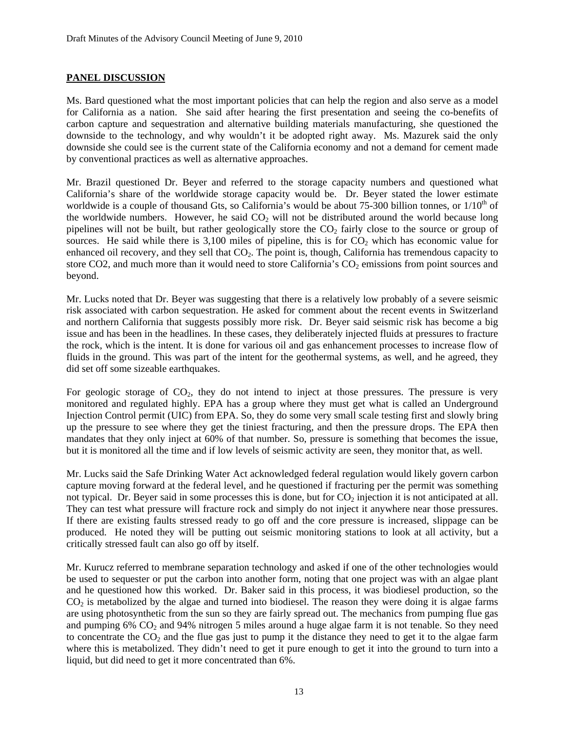## PANEL DISCUSSION

Ms. Bard questioned what the most important policies that can help the region and also serve as a model for California as a nation. She said after hearing the first presentation and seeing the co-benefits of carbon capture and sequestration and alternative building materials manufacturing, she questioned the downside to the technology, and why wouldn't it be adopted right away. Ms. Mazurek said the only downside she could see is the current state of the California economy and not a demand for cement made by conventional practices as well as alternative approaches.

Mr. Brazil questioned Dr. Beyer and referred to the storage capacity numbers and questioned what California's share of the worldwide storage capacity would be. Dr. Beyer stated the lower estimate worldwide is a couple of thousand Gts, so California's would be about 75-300 billion tonnes, or 1/10th of the worldwide numbers. However, he said $CO_2$ will not be distributed around the world because long pipelines will not be built, but rather geologically store the $CO_2$ fairly close to the source or group of sources. He said while there is 3,100 miles of pipeline, this is for $CO_2$ which has economic value for enhanced oil recovery, and they sell that $CO_2$. The point is, though, California has tremendous capacity to store CO2, and much more than it would need to store California's $CO_2$ emissions from point sources and beyond.

Mr. Lucks noted that Dr. Beyer was suggesting that there is a relatively low probably of a severe seismic risk associated with carbon sequestration. He asked for comment about the recent events in Switzerland and northern California that suggests possibly more risk. Dr. Beyer said seismic risk has become a big issue and has been in the headlines. In these cases, they deliberately injected fluids at pressures to fracture the rock, which is the intent. It is done for various oil and gas enhancement processes to increase flow of fluids in the ground. This was part of the intent for the geothermal systems, as well, and he agreed, they did set off some sizeable earthquakes.

For geologic storage of $CO_2$, they do not intend to inject at those pressures. The pressure is very monitored and regulated highly. EPA has a group where they must get what is called an Underground Injection Control permit (UIC) from EPA. So, they do some very small scale testing first and slowly bring up the pressure to see where they get the tiniest fracturing, and then the pressure drops. The EPA then mandates that they only inject at 60% of that number. So, pressure is something that becomes the issue, but it is monitored all the time and if low levels of seismic activity are seen, they monitor that, as well.

Mr. Lucks said the Safe Drinking Water Act acknowledged federal regulation would likely govern carbon capture moving forward at the federal level, and he questioned if fracturing per the permit was something not typical. Dr. Beyer said in some processes this is done, but for $CO_2$ injection it is not anticipated at all. They can test what pressure will fracture rock and simply do not inject it anywhere near those pressures. If there are existing faults stressed ready to go off and the core pressure is increased, slippage can be produced. He noted they will be putting out seismic monitoring stations to look at all activity, but a critically stressed fault can also go off by itself.

Mr. Kurucz referred to membrane separation technology and asked if one of the other technologies would be used to sequester or put the carbon into another form, noting that one project was with an algae plant and he questioned how this worked. Dr. Baker said in this process, it was biodiesel production, so the $CO_2$ is metabolized by the algae and turned into biodiesel. The reason they were doing it is algae farms are using photosynthetic from the sun so they are fairly spread out. The mechanics from pumping flue gas and pumping 6% $CO_2$ and 94% nitrogen 5 miles around a huge algae farm it is not tenable. So they need to concentrate the $CO_2$ and the flue gas just to pump it the distance they need to get it to the algae farm where this is metabolized. They didn't need to get it pure enough to get it into the ground to turn into a liquid, but did need to get it more concentrated than 6%.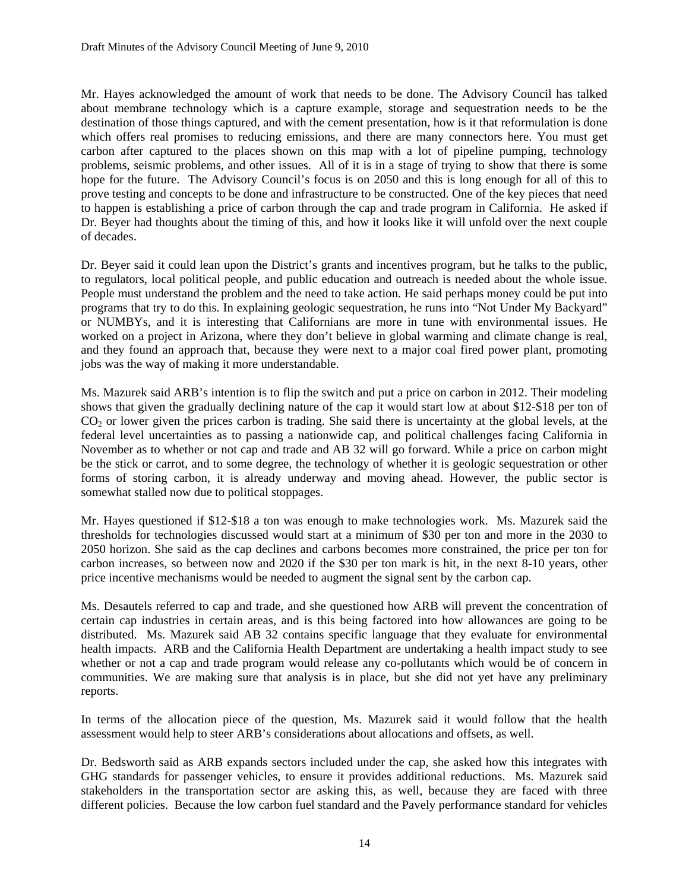Mr. Hayes acknowledged the amount of work that needs to be done. The Advisory Council has talked about membrane technology which is a capture example, storage and sequestration needs to be the destination of those things captured, and with the cement presentation, how is it that reformulation is done which offers real promises to reducing emissions, and there are many connectors here. You must get carbon after captured to the places shown on this map with a lot of pipeline pumping, technology problems, seismic problems, and other issues. All of it is in a stage of trying to show that there is some hope for the future. The Advisory Council's focus is on 2050 and this is long enough for all of this to prove testing and concepts to be done and infrastructure to be constructed. One of the key pieces that need to happen is establishing a price of carbon through the cap and trade program in California. He asked if Dr. Beyer had thoughts about the timing of this, and how it looks like it will unfold over the next couple of decades.

Dr. Beyer said it could lean upon the District's grants and incentives program, but he talks to the public, to regulators, local political people, and public education and outreach is needed about the whole issue. People must understand the problem and the need to take action. He said perhaps money could be put into programs that try to do this. In explaining geologic sequestration, he runs into "Not Under My Backyard" or NUMBYs, and it is interesting that Californians are more in tune with environmental issues. He worked on a project in Arizona, where they don't believe in global warming and climate change is real, and they found an approach that, because they were next to a major coal fired power plant, promoting jobs was the way of making it more understandable.

Ms. Mazurek said ARB's intention is to flip the switch and put a price on carbon in 2012. Their modeling shows that given the gradually declining nature of the cap it would start low at about \$12-\$18 per ton of $CO_2$ or lower given the prices carbon is trading. She said there is uncertainty at the global levels, at the federal level uncertainties as to passing a nationwide cap, and political challenges facing California in November as to whether or not cap and trade and AB 32 will go forward. While a price on carbon might be the stick or carrot, and to some degree, the technology of whether it is geologic sequestration or other forms of storing carbon, it is already underway and moving ahead. However, the public sector is somewhat stalled now due to political stoppages.

Mr. Hayes questioned if \$12-\$18 a ton was enough to make technologies work. Ms. Mazurek said the thresholds for technologies discussed would start at a minimum of \$30 per ton and more in the 2030 to 2050 horizon. She said as the cap declines and carbons becomes more constrained, the price per ton for carbon increases, so between now and 2020 if the \$30 per ton mark is hit, in the next 8-10 years, other price incentive mechanisms would be needed to augment the signal sent by the carbon cap.

Ms. Desautels referred to cap and trade, and she questioned how ARB will prevent the concentration of certain cap industries in certain areas, and is this being factored into how allowances are going to be distributed. Ms. Mazurek said AB 32 contains specific language that they evaluate for environmental health impacts. ARB and the California Health Department are undertaking a health impact study to see whether or not a cap and trade program would release any co-pollutants which would be of concern in communities. We are making sure that analysis is in place, but she did not yet have any preliminary reports.

In terms of the allocation piece of the question, Ms. Mazurek said it would follow that the health assessment would help to steer ARB's considerations about allocations and offsets, as well.

Dr. Bedsworth said as ARB expands sectors included under the cap, she asked how this integrates with GHG standards for passenger vehicles, to ensure it provides additional reductions. Ms. Mazurek said stakeholders in the transportation sector are asking this, as well, because they are faced with three different policies. Because the low carbon fuel standard and the Pavely performance standard for vehicles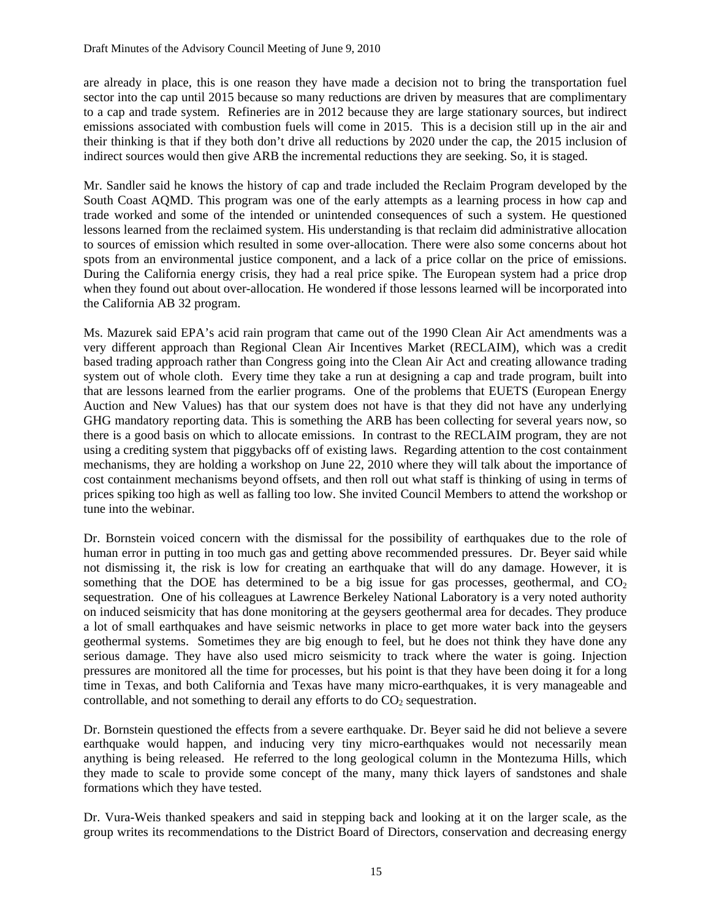are already in place, this is one reason they have made a decision not to bring the transportation fuel sector into the cap until 2015 because so many reductions are driven by measures that are complimentary to a cap and trade system. Refineries are in 2012 because they are large stationary sources, but indirect emissions associated with combustion fuels will come in 2015. This is a decision still up in the air and their thinking is that if they both don't drive all reductions by 2020 under the cap, the 2015 inclusion of indirect sources would then give ARB the incremental reductions they are seeking. So, it is staged.

Mr. Sandler said he knows the history of cap and trade included the Reclaim Program developed by the South Coast AQMD. This program was one of the early attempts as a learning process in how cap and trade worked and some of the intended or unintended consequences of such a system. He questioned lessons learned from the reclaimed system. His understanding is that reclaim did administrative allocation to sources of emission which resulted in some over-allocation. There were also some concerns about hot spots from an environmental justice component, and a lack of a price collar on the price of emissions. During the California energy crisis, they had a real price spike. The European system had a price drop when they found out about over-allocation. He wondered if those lessons learned will be incorporated into the California AB 32 program.

Ms. Mazurek said EPA's acid rain program that came out of the 1990 Clean Air Act amendments was a very different approach than Regional Clean Air Incentives Market (RECLAIM), which was a credit based trading approach rather than Congress going into the Clean Air Act and creating allowance trading system out of whole cloth. Every time they take a run at designing a cap and trade program, built into that are lessons learned from the earlier programs. One of the problems that EUETS (European Energy Auction and New Values) has that our system does not have is that they did not have any underlying GHG mandatory reporting data. This is something the ARB has been collecting for several years now, so there is a good basis on which to allocate emissions. In contrast to the RECLAIM program, they are not using a crediting system that piggybacks off of existing laws. Regarding attention to the cost containment mechanisms, they are holding a workshop on June 22, 2010 where they will talk about the importance of cost containment mechanisms beyond offsets, and then roll out what staff is thinking of using in terms of prices spiking too high as well as falling too low. She invited Council Members to attend the workshop or tune into the webinar.

Dr. Bornstein voiced concern with the dismissal for the possibility of earthquakes due to the role of human error in putting in too much gas and getting above recommended pressures. Dr. Beyer said while not dismissing it, the risk is low for creating an earthquake that will do any damage. However, it is something that the DOE has determined to be a big issue for gas processes, geothermal, and $CO_2$ sequestration. One of his colleagues at Lawrence Berkeley National Laboratory is a very noted authority on induced seismicity that has done monitoring at the geysers geothermal area for decades. They produce a lot of small earthquakes and have seismic networks in place to get more water back into the geysers geothermal systems. Sometimes they are big enough to feel, but he does not think they have done any serious damage. They have also used micro seismicity to track where the water is going. Injection pressures are monitored all the time for processes, but his point is that they have been doing it for a long time in Texas, and both California and Texas have many micro-earthquakes, it is very manageable and controllable, and not something to derail any efforts to do $CO_2$ sequestration.

Dr. Bornstein questioned the effects from a severe earthquake. Dr. Beyer said he did not believe a severe earthquake would happen, and inducing very tiny micro-earthquakes would not necessarily mean anything is being released. He referred to the long geological column in the Montezuma Hills, which they made to scale to provide some concept of the many, many thick layers of sandstones and shale formations which they have tested.

Dr. Vura-Weis thanked speakers and said in stepping back and looking at it on the larger scale, as the group writes its recommendations to the District Board of Directors, conservation and decreasing energy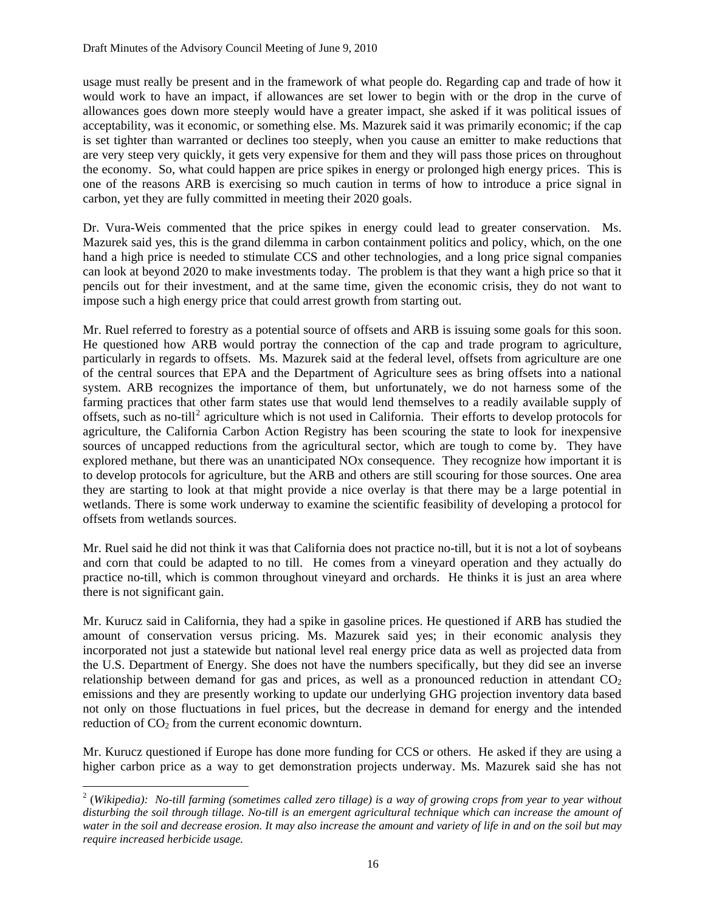usage must really be present and in the framework of what people do. Regarding cap and trade of how it would work to have an impact, if allowances are set lower to begin with or the drop in the curve of allowances goes down more steeply would have a greater impact, she asked if it was political issues of acceptability, was it economic, or something else. Ms. Mazurek said it was primarily economic; if the cap is set tighter than warranted or declines too steeply, when you cause an emitter to make reductions that are very steep very quickly, it gets very expensive for them and they will pass those prices on throughout the economy. So, what could happen are price spikes in energy or prolonged high energy prices. This is one of the reasons ARB is exercising so much caution in terms of how to introduce a price signal in carbon, yet they are fully committed in meeting their 2020 goals.

Dr. Vura-Weis commented that the price spikes in energy could lead to greater conservation. Ms. Mazurek said yes, this is the grand dilemma in carbon containment politics and policy, which, on the one hand a high price is needed to stimulate CCS and other technologies, and a long price signal companies can look at beyond 2020 to make investments today. The problem is that they want a high price so that it pencils out for their investment, and at the same time, given the economic crisis, they do not want to impose such a high energy price that could arrest growth from starting out.

Mr. Ruel referred to forestry as a potential source of offsets and ARB is issuing some goals for this soon. He questioned how ARB would portray the connection of the cap and trade program to agriculture, particularly in regards to offsets. Ms. Mazurek said at the federal level, offsets from agriculture are one of the central sources that EPA and the Department of Agriculture sees as bring offsets into a national system. ARB recognizes the importance of them, but unfortunately, we do not harness some of the farming practices that other farm states use that would lend themselves to a readily available supply of offsets, such as no-till[2] agriculture which is not used in California. Their efforts to develop protocols for agriculture, the California Carbon Action Registry has been scouring the state to look for inexpensive sources of uncapped reductions from the agricultural sector, which are tough to come by. They have explored methane, but there was an unanticipated NOx consequence. They recognize how important it is to develop protocols for agriculture, but the ARB and others are still scouring for those sources. One area they are starting to look at that might provide a nice overlay is that there may be a large potential in wetlands. There is some work underway to examine the scientific feasibility of developing a protocol for offsets from wetlands sources.

Mr. Ruel said he did not think it was that California does not practice no-till, but it is not a lot of soybeans and corn that could be adapted to no till. He comes from a vineyard operation and they actually do practice no-till, which is common throughout vineyard and orchards. He thinks it is just an area where there is not significant gain.

Mr. Kurucz said in California, they had a spike in gasoline prices. He questioned if ARB has studied the amount of conservation versus pricing. Ms. Mazurek said yes; in their economic analysis they incorporated not just a statewide but national level real energy price data as well as projected data from the U.S. Department of Energy. She does not have the numbers specifically, but they did see an inverse relationship between demand for gas and prices, as well as a pronounced reduction in attendant $CO_2$ emissions and they are presently working to update our underlying GHG projection inventory data based not only on those fluctuations in fuel prices, but the decrease in demand for energy and the intended reduction of $CO_2$ from the current economic downturn.

Mr. Kurucz questioned if Europe has done more funding for CCS or others. He asked if they are using a higher carbon price as a way to get demonstration projects underway. Ms. Mazurek said she has not

---

[2] (*Wikipedia*): *No-till farming (sometimes called zero tillage) is a way of growing crops from year to year without disturbing the soil through tillage. No-till is an emergent agricultural technique which can increase the amount of water in the soil and decrease erosion. It may also increase the amount and variety of life in and on the soil but may require increased herbicide usage.*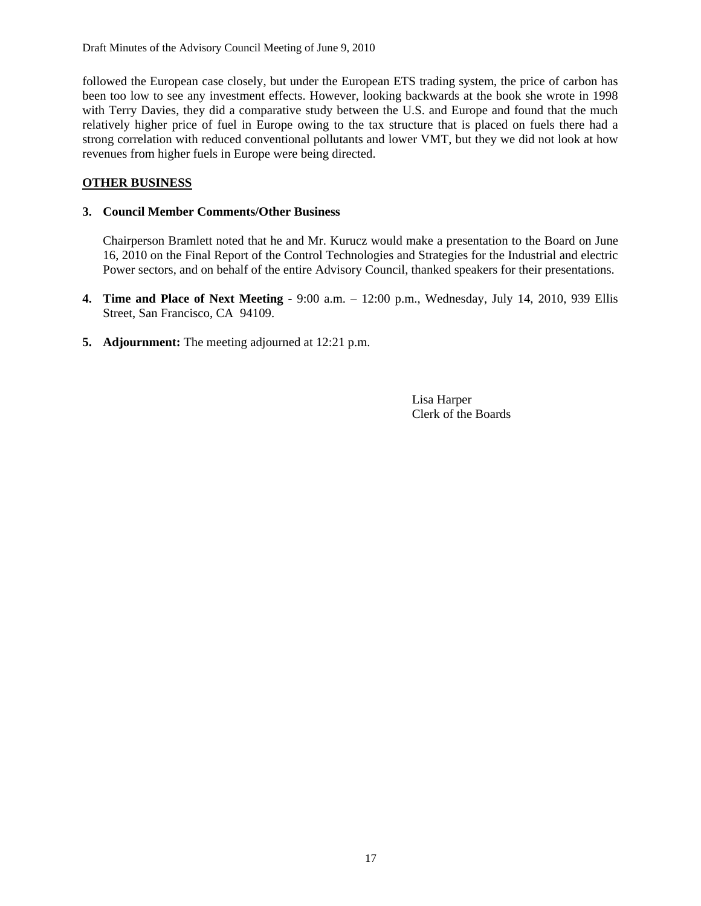followed the European case closely, but under the European ETS trading system, the price of carbon has been too low to see any investment effects. However, looking backwards at the book she wrote in 1998 with Terry Davies, they did a comparative study between the U.S. and Europe and found that the much relatively higher price of fuel in Europe owing to the tax structure that is placed on fuels there had a strong correlation with reduced conventional pollutants and lower VMT, but they we did not look at how revenues from higher fuels in Europe were being directed.

## OTHER BUSINESS

**3. Council Member Comments/Other Business**

Chairperson Bramlett noted that he and Mr. Kurucz would make a presentation to the Board on June 16, 2010 on the Final Report of the Control Technologies and Strategies for the Industrial and electric Power sectors, and on behalf of the entire Advisory Council, thanked speakers for their presentations.

**4. Time and Place of Next Meeting -** 9:00 a.m. – 12:00 p.m., Wednesday, July 14, 2010, 939 Ellis Street, San Francisco, CA 94109.

**5. Adjournment:** The meeting adjourned at 12:21 p.m.

Lisa Harper
Clerk of the Boards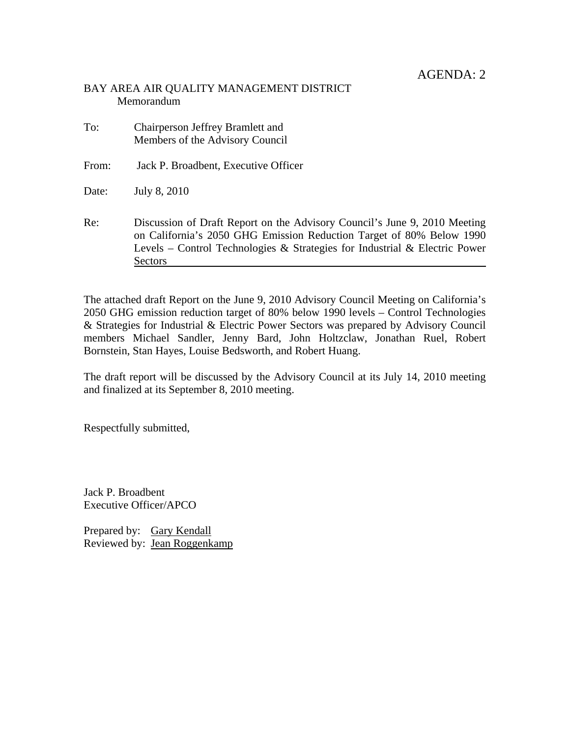AGENDA: 2

BAY AREA AIR QUALITY MANAGEMENT DISTRICT
Memorandum

To: Chairperson Jeffrey Bramlett and Members of the Advisory Council

From: Jack P. Broadbent, Executive Officer

Date: July 8, 2010

Re: Discussion of Draft Report on the Advisory Council's June 9, 2010 Meeting on California's 2050 GHG Emission Reduction Target of 80% Below 1990 Levels – Control Technologies & Strategies for Industrial & Electric Power Sectors

The attached draft Report on the June 9, 2010 Advisory Council Meeting on California's 2050 GHG emission reduction target of 80% below 1990 levels – Control Technologies & Strategies for Industrial & Electric Power Sectors was prepared by Advisory Council members Michael Sandler, Jenny Bard, John Holtzclaw, Jonathan Ruel, Robert Bornstein, Stan Hayes, Louise Bedsworth, and Robert Huang.

The draft report will be discussed by the Advisory Council at its July 14, 2010 meeting and finalized at its September 8, 2010 meeting.

Respectfully submitted,

Jack P. Broadbent
Executive Officer/APCO

Prepared by: Gary Kendall
Reviewed by: Jean Roggenkamp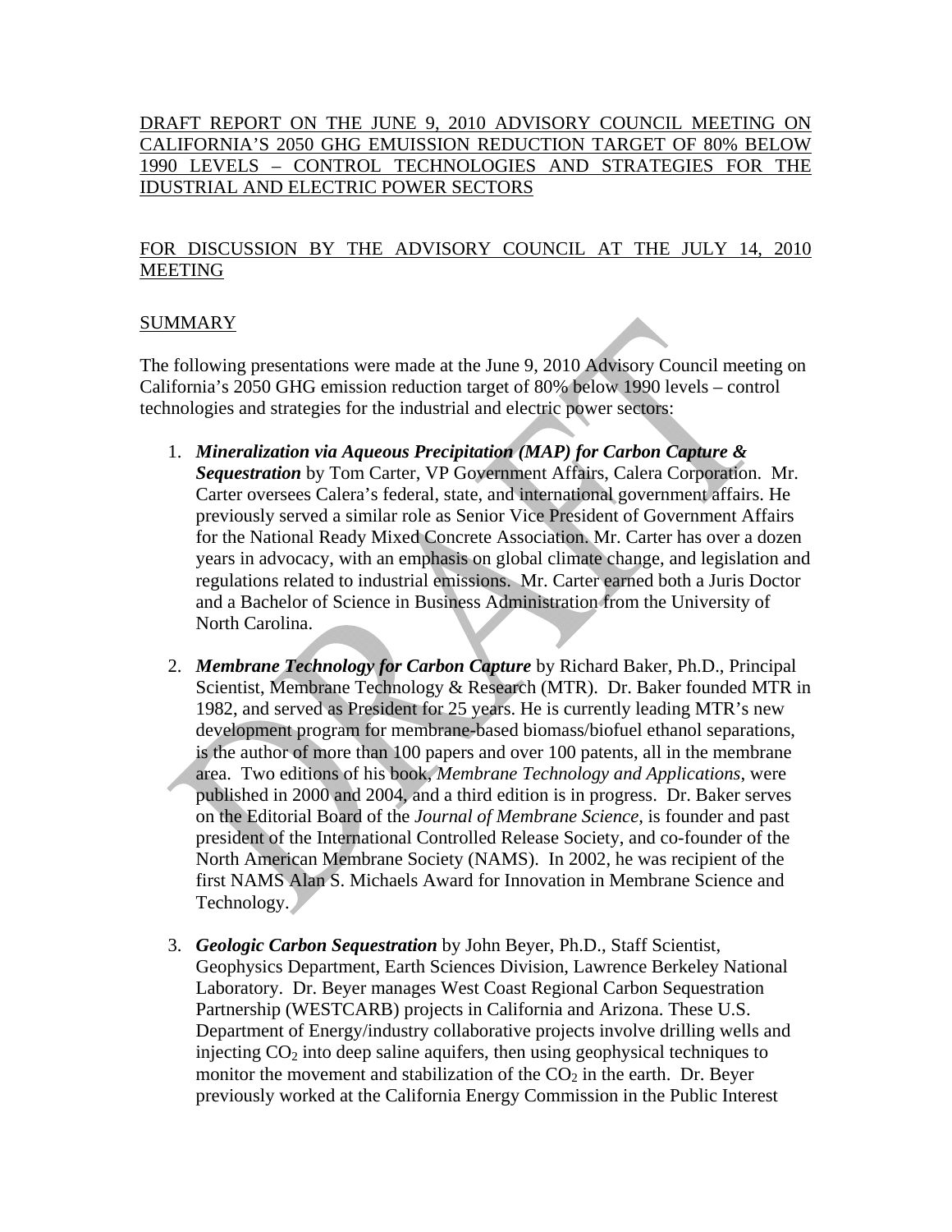DRAFT REPORT ON THE JUNE 9, 2010 ADVISORY COUNCIL MEETING ON CALIFORNIA'S 2050 GHG EMUISSION REDUCTION TARGET OF 80% BELOW 1990 LEVELS – CONTROL TECHNOLOGIES AND STRATEGIES FOR THE IDUSTRIAL AND ELECTRIC POWER SECTORS

FOR DISCUSSION BY THE ADVISORY COUNCIL AT THE JULY 14, 2010 MEETING

## SUMMARY

The following presentations were made at the June 9, 2010 Advisory Council meeting on California's 2050 GHG emission reduction target of 80% below 1990 levels – control technologies and strategies for the industrial and electric power sectors:

1. ***Mineralization via Aqueous Precipitation (MAP) for Carbon Capture & Sequestration*** by Tom Carter, VP Government Affairs, Calera Corporation. Mr. Carter oversees Calera's federal, state, and international government affairs. He previously served a similar role as Senior Vice President of Government Affairs for the National Ready Mixed Concrete Association. Mr. Carter has over a dozen years in advocacy, with an emphasis on global climate change, and legislation and regulations related to industrial emissions. Mr. Carter earned both a Juris Doctor and a Bachelor of Science in Business Administration from the University of North Carolina.

2. ***Membrane Technology for Carbon Capture*** by Richard Baker, Ph.D., Principal Scientist, Membrane Technology & Research (MTR). Dr. Baker founded MTR in 1982, and served as President for 25 years. He is currently leading MTR's new development program for membrane-based biomass/biofuel ethanol separations, is the author of more than 100 papers and over 100 patents, all in the membrane area. Two editions of his book, *Membrane Technology and Applications*, were published in 2000 and 2004, and a third edition is in progress. Dr. Baker serves on the Editorial Board of the *Journal of Membrane Science*, is founder and past president of the International Controlled Release Society, and co-founder of the North American Membrane Society (NAMS). In 2002, he was recipient of the first NAMS Alan S. Michaels Award for Innovation in Membrane Science and Technology.

3. ***Geologic Carbon Sequestration*** by John Beyer, Ph.D., Staff Scientist, Geophysics Department, Earth Sciences Division, Lawrence Berkeley National Laboratory. Dr. Beyer manages West Coast Regional Carbon Sequestration Partnership (WESTCARB) projects in California and Arizona. These U.S. Department of Energy/industry collaborative projects involve drilling wells and injecting $CO_2$ into deep saline aquifers, then using geophysical techniques to monitor the movement and stabilization of the $CO_2$ in the earth. Dr. Beyer previously worked at the California Energy Commission in the Public Interest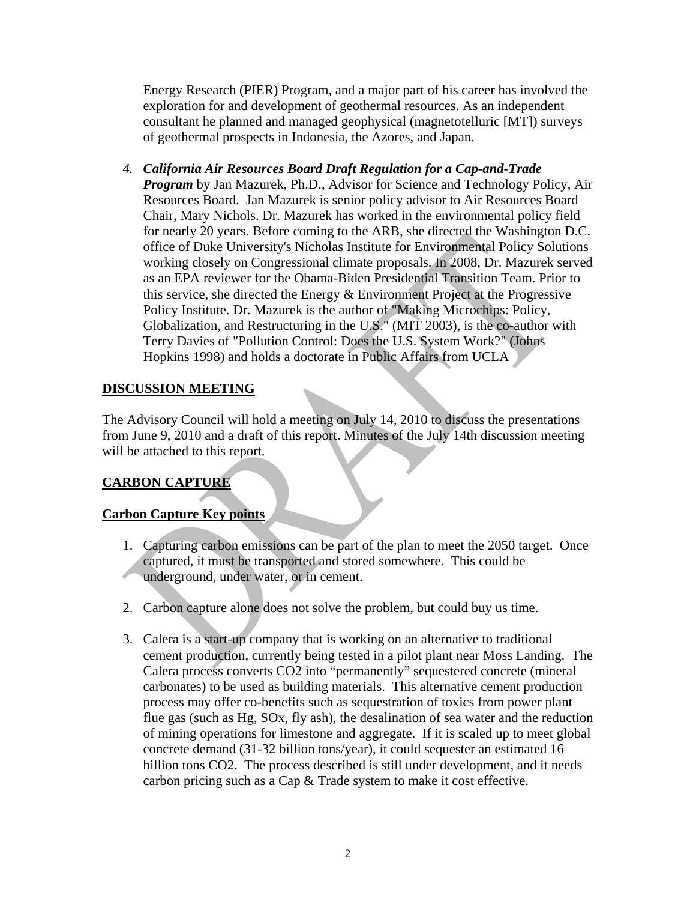Energy Research (PIER) Program, and a major part of his career has involved the exploration for and development of geothermal resources. As an independent consultant he planned and managed geophysical (magnetotelluric [MT]) surveys of geothermal prospects in Indonesia, the Azores, and Japan.

4. ***California Air Resources Board Draft Regulation for a Cap-and-Trade Program*** by Jan Mazurek, Ph.D., Advisor for Science and Technology Policy, Air Resources Board. Jan Mazurek is senior policy advisor to Air Resources Board Chair, Mary Nichols. Dr. Mazurek has worked in the environmental policy field for nearly 20 years. Before coming to the ARB, she directed the Washington D.C. office of Duke University's Nicholas Institute for Environmental Policy Solutions working closely on Congressional climate proposals. In 2008, Dr. Mazurek served as an EPA reviewer for the Obama-Biden Presidential Transition Team. Prior to this service, she directed the Energy & Environment Project at the Progressive Policy Institute. Dr. Mazurek is the author of "Making Microchips: Policy, Globalization, and Restructuring in the U.S." (MIT 2003), is the co-author with Terry Davies of "Pollution Control: Does the U.S. System Work?" (Johns Hopkins 1998) and holds a doctorate in Public Affairs from UCLA

## DISCUSSION MEETING

The Advisory Council will hold a meeting on July 14, 2010 to discuss the presentations from June 9, 2010 and a draft of this report. Minutes of the July 14th discussion meeting will be attached to this report.

## CARBON CAPTURE

### Carbon Capture Key points

1. Capturing carbon emissions can be part of the plan to meet the 2050 target. Once captured, it must be transported and stored somewhere. This could be underground, under water, or in cement.

2. Carbon capture alone does not solve the problem, but could buy us time.

3. Calera is a start-up company that is working on an alternative to traditional cement production, currently being tested in a pilot plant near Moss Landing. The Calera process converts $CO_2$ into "permanently" sequestered concrete (mineral carbonates) to be used as building materials. This alternative cement production process may offer co-benefits such as sequestration of toxics from power plant flue gas (such as Hg, $SO_x$, fly ash), the desalination of sea water and the reduction of mining operations for limestone and aggregate. If it is scaled up to meet global concrete demand (31-32 billion tons/year), it could sequester an estimated 16 billion tons $CO_2$. The process described is still under development, and it needs carbon pricing such as a Cap & Trade system to make it cost effective.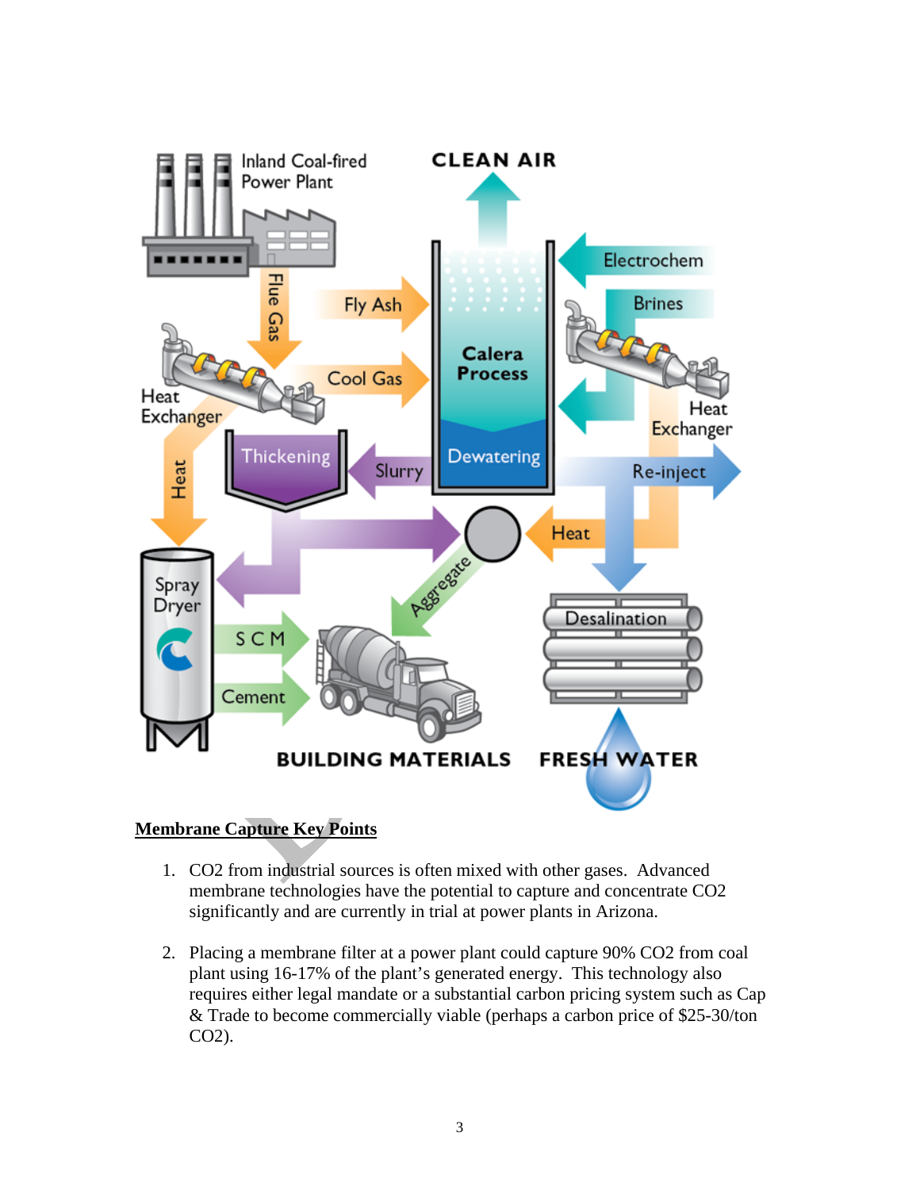## Membrane Capture Key Points

1. $CO_2$ from industrial sources is often mixed with other gases. Advanced membrane technologies have the potential to capture and concentrate $CO_2$ significantly and are currently in trial at power plants in Arizona.

2. Placing a membrane filter at a power plant could capture 90% $CO_2$ from coal plant using 16-17% of the plant's generated energy. This technology also requires either legal mandate or a substantial carbon pricing system such as Cap & Trade to become commercially viable (perhaps a carbon price of $25-30/ton $CO_2$).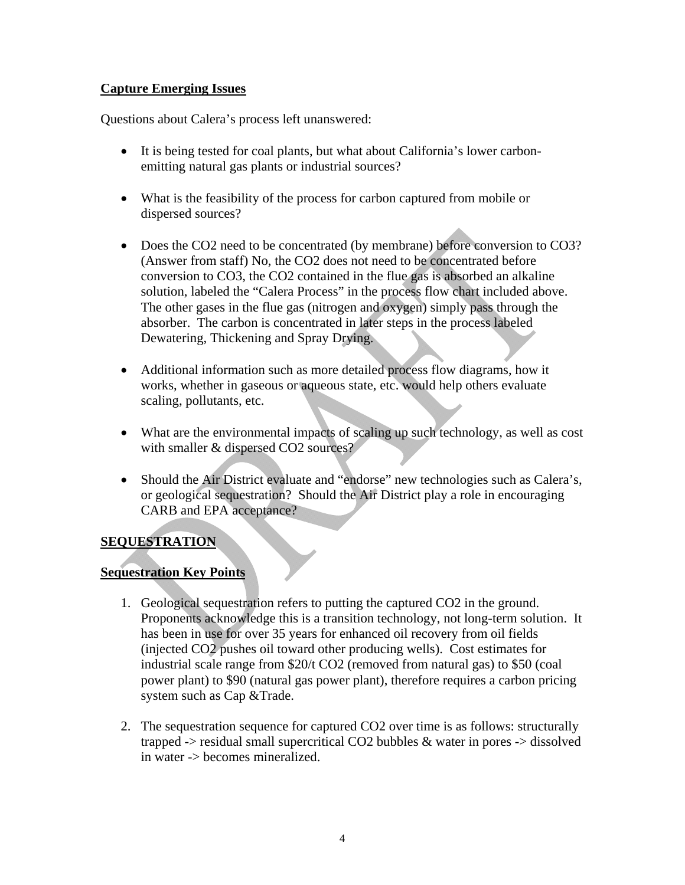**Capture Emerging Issues**

Questions about Calera's process left unanswered:

- It is being tested for coal plants, but what about California's lower carbon-emitting natural gas plants or industrial sources?
- What is the feasibility of the process for carbon captured from mobile or dispersed sources?
- Does the $CO_2$ need to be concentrated (by membrane) before conversion to $CO_3$? (Answer from staff) No, the $CO_2$ does not need to be concentrated before conversion to $CO_3$, the $CO_2$ contained in the flue gas is absorbed an alkaline solution, labeled the "Calera Process" in the process flow chart included above. The other gases in the flue gas (nitrogen and oxygen) simply pass through the absorber. The carbon is concentrated in later steps in the process labeled Dewatering, Thickening and Spray Drying.
- Additional information such as more detailed process flow diagrams, how it works, whether in gaseous or aqueous state, etc. would help others evaluate scaling, pollutants, etc.
- What are the environmental impacts of scaling up such technology, as well as cost with smaller & dispersed $CO_2$ sources?
- Should the Air District evaluate and "endorse" new technologies such as Calera's, or geological sequestration? Should the Air District play a role in encouraging CARB and EPA acceptance?

**SEQUESTRATION**

**Sequestration Key Points**

1. Geological sequestration refers to putting the captured $CO_2$ in the ground. Proponents acknowledge this is a transition technology, not long-term solution. It has been in use for over 35 years for enhanced oil recovery from oil fields (injected $CO_2$ pushes oil toward other producing wells). Cost estimates for industrial scale range from \$20/t $CO_2$ (removed from natural gas) to \$50 (coal power plant) to \$90 (natural gas power plant), therefore requires a carbon pricing system such as Cap &Trade.
2. The sequestration sequence for captured $CO_2$ over time is as follows: structurally trapped -> residual small supercritical $CO_2$ bubbles & water in pores -> dissolved in water -> becomes mineralized.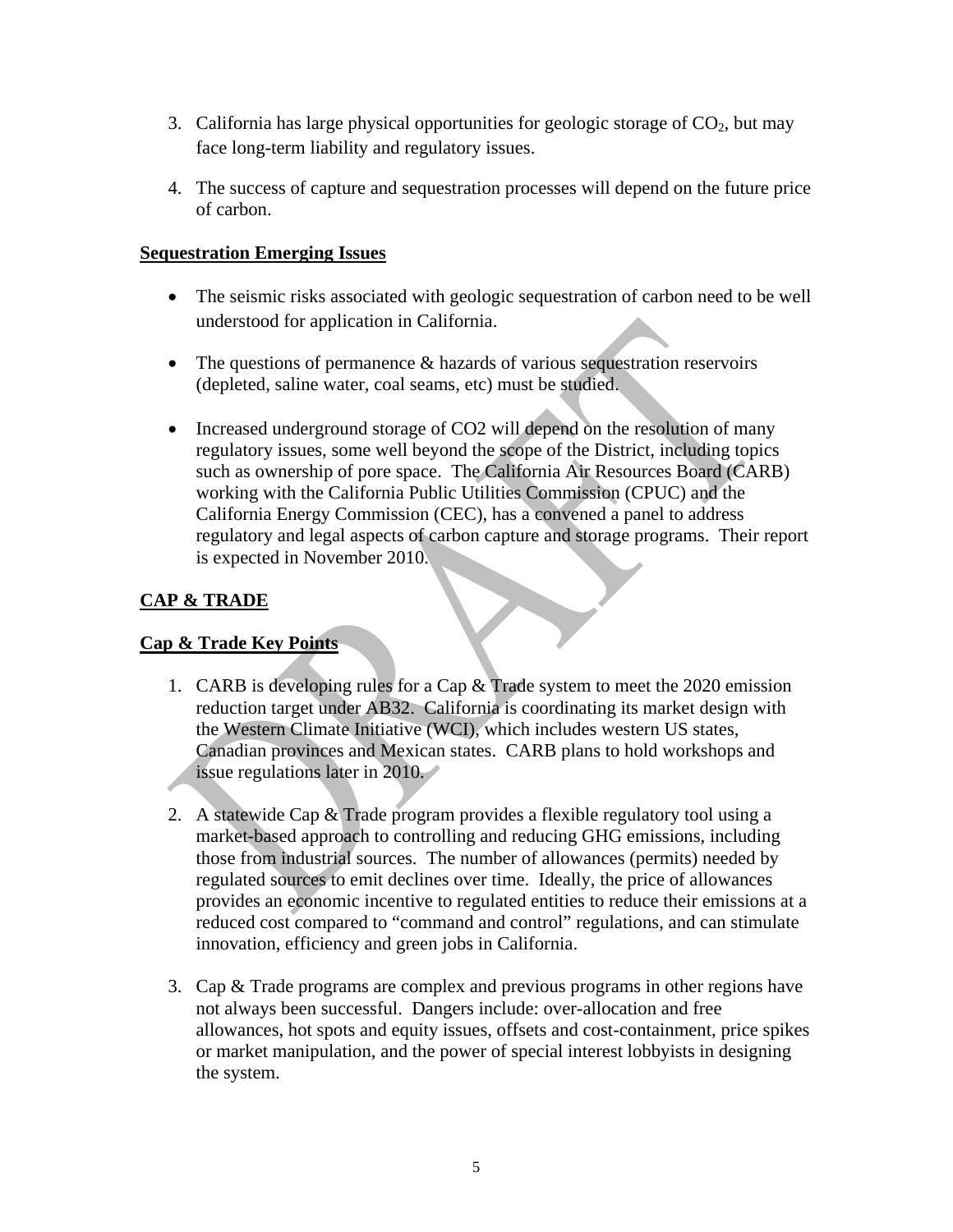3. California has large physical opportunities for geologic storage of $CO_2$, but may face long-term liability and regulatory issues.

4. The success of capture and sequestration processes will depend on the future price of carbon.

**Sequestration Emerging Issues**

- The seismic risks associated with geologic sequestration of carbon need to be well understood for application in California.

- The questions of permanence & hazards of various sequestration reservoirs (depleted, saline water, coal seams, etc) must be studied.

- Increased underground storage of CO2 will depend on the resolution of many regulatory issues, some well beyond the scope of the District, including topics such as ownership of pore space. The California Air Resources Board (CARB) working with the California Public Utilities Commission (CPUC) and the California Energy Commission (CEC), has a convened a panel to address regulatory and legal aspects of carbon capture and storage programs. Their report is expected in November 2010.

## CAP & TRADE

**Cap & Trade Key Points**

1. CARB is developing rules for a Cap & Trade system to meet the 2020 emission reduction target under AB32. California is coordinating its market design with the Western Climate Initiative (WCI), which includes western US states, Canadian provinces and Mexican states. CARB plans to hold workshops and issue regulations later in 2010.

2. A statewide Cap & Trade program provides a flexible regulatory tool using a market-based approach to controlling and reducing GHG emissions, including those from industrial sources. The number of allowances (permits) needed by regulated sources to emit declines over time. Ideally, the price of allowances provides an economic incentive to regulated entities to reduce their emissions at a reduced cost compared to "command and control" regulations, and can stimulate innovation, efficiency and green jobs in California.

3. Cap & Trade programs are complex and previous programs in other regions have not always been successful. Dangers include: over-allocation and free allowances, hot spots and equity issues, offsets and cost-containment, price spikes or market manipulation, and the power of special interest lobbyists in designing the system.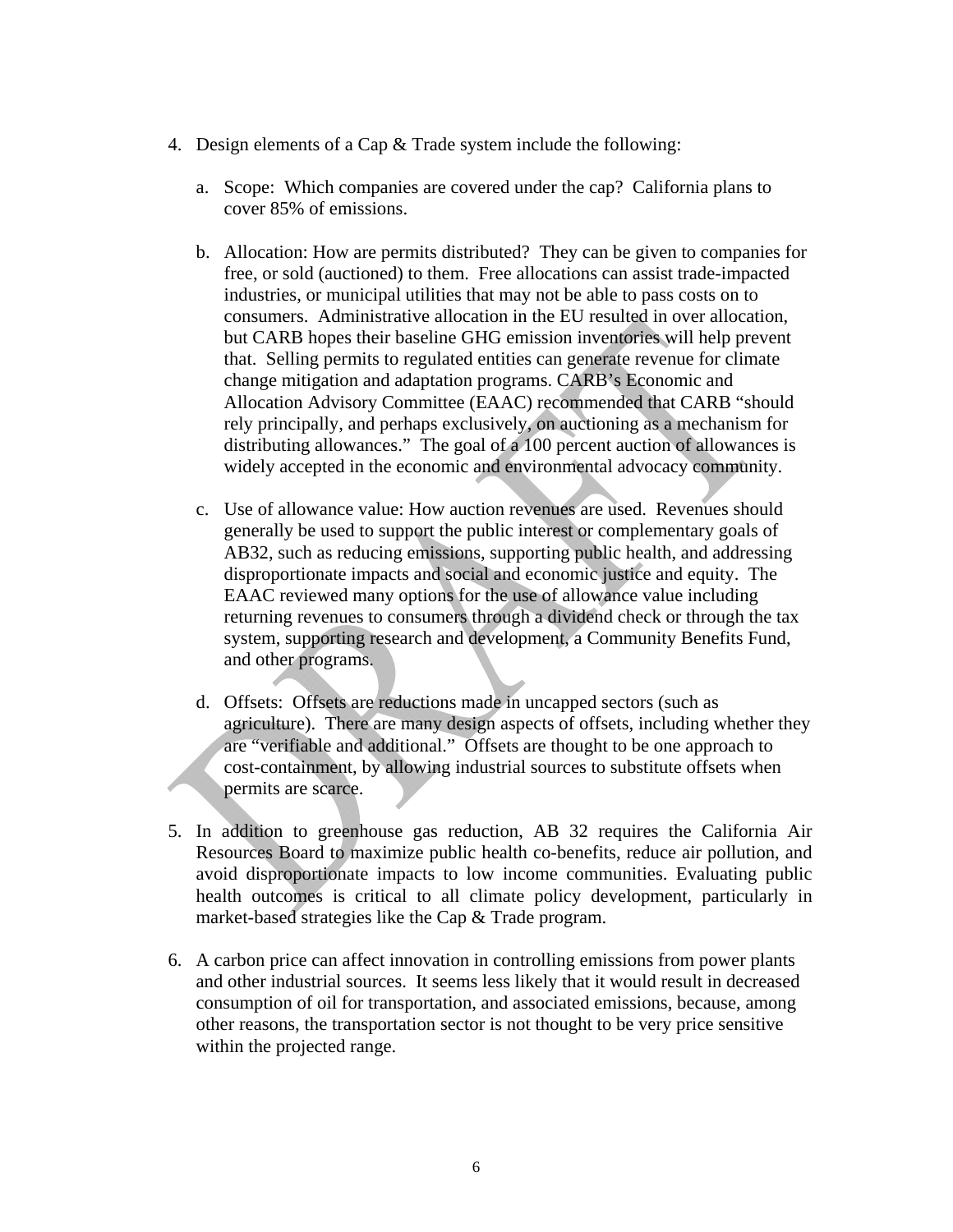4. Design elements of a Cap & Trade system include the following:

    a. Scope: Which companies are covered under the cap? California plans to cover 85% of emissions.

    b. Allocation: How are permits distributed? They can be given to companies for free, or sold (auctioned) to them. Free allocations can assist trade-impacted industries, or municipal utilities that may not be able to pass costs on to consumers. Administrative allocation in the EU resulted in over allocation, but CARB hopes their baseline GHG emission inventories will help prevent that. Selling permits to regulated entities can generate revenue for climate change mitigation and adaptation programs. CARB's Economic and Allocation Advisory Committee (EAAC) recommended that CARB "should rely principally, and perhaps exclusively, on auctioning as a mechanism for distributing allowances." The goal of a 100 percent auction of allowances is widely accepted in the economic and environmental advocacy community.

    c. Use of allowance value: How auction revenues are used. Revenues should generally be used to support the public interest or complementary goals of AB32, such as reducing emissions, supporting public health, and addressing disproportionate impacts and social and economic justice and equity. The EAAC reviewed many options for the use of allowance value including returning revenues to consumers through a dividend check or through the tax system, supporting research and development, a Community Benefits Fund, and other programs.

    d. Offsets: Offsets are reductions made in uncapped sectors (such as agriculture). There are many design aspects of offsets, including whether they are "verifiable and additional." Offsets are thought to be one approach to cost-containment, by allowing industrial sources to substitute offsets when permits are scarce.

5. In addition to greenhouse gas reduction, AB 32 requires the California Air Resources Board to maximize public health co-benefits, reduce air pollution, and avoid disproportionate impacts to low income communities. Evaluating public health outcomes is critical to all climate policy development, particularly in market-based strategies like the Cap & Trade program.

6. A carbon price can affect innovation in controlling emissions from power plants and other industrial sources. It seems less likely that it would result in decreased consumption of oil for transportation, and associated emissions, because, among other reasons, the transportation sector is not thought to be very price sensitive within the projected range.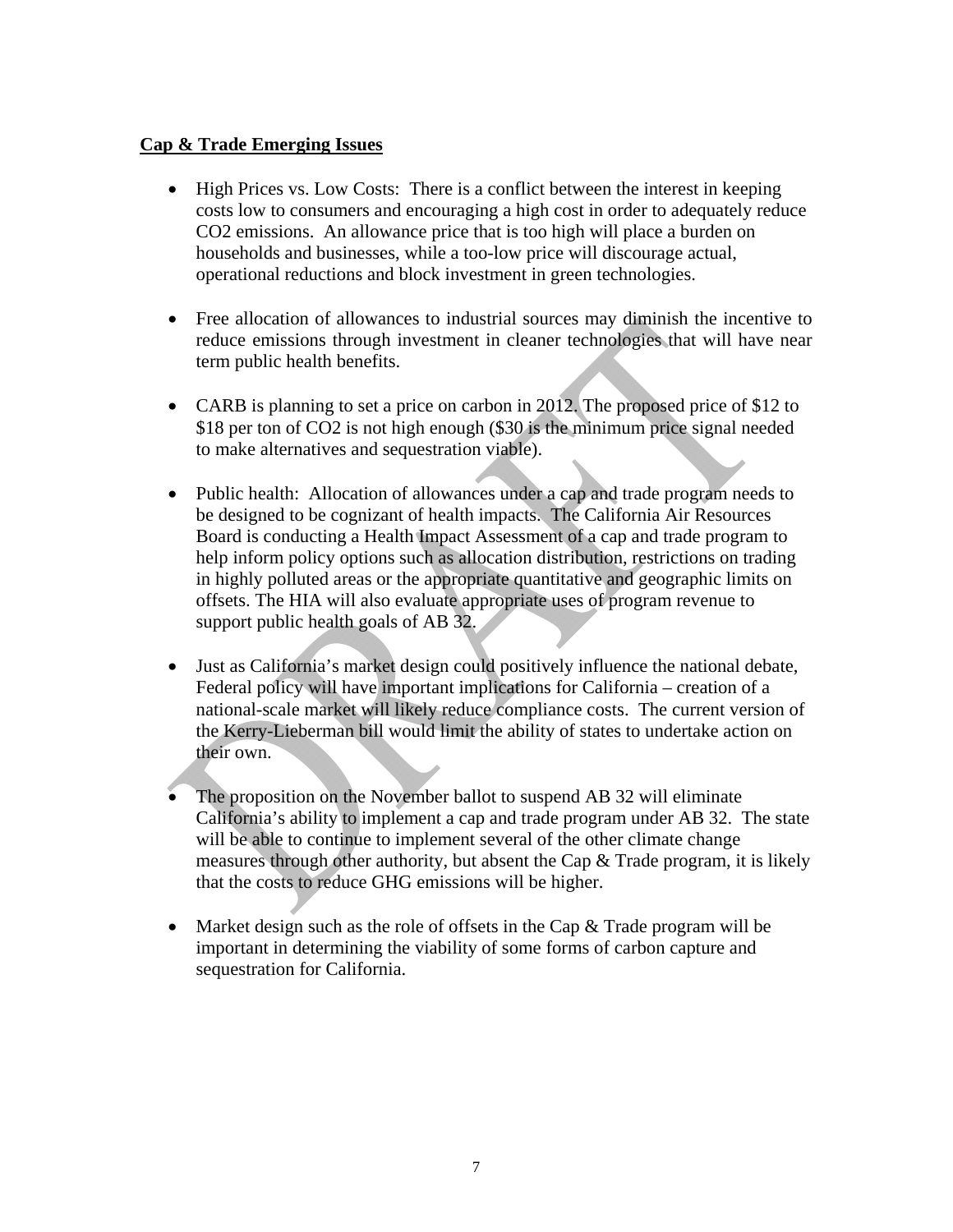**Cap & Trade Emerging Issues**

- High Prices vs. Low Costs: There is a conflict between the interest in keeping costs low to consumers and encouraging a high cost in order to adequately reduce CO2 emissions. An allowance price that is too high will place a burden on households and businesses, while a too-low price will discourage actual, operational reductions and block investment in green technologies.

- Free allocation of allowances to industrial sources may diminish the incentive to reduce emissions through investment in cleaner technologies that will have near term public health benefits.

- CARB is planning to set a price on carbon in 2012. The proposed price of $12 to $18 per ton of CO2 is not high enough ($30 is the minimum price signal needed to make alternatives and sequestration viable).

- Public health: Allocation of allowances under a cap and trade program needs to be designed to be cognizant of health impacts. The California Air Resources Board is conducting a Health Impact Assessment of a cap and trade program to help inform policy options such as allocation distribution, restrictions on trading in highly polluted areas or the appropriate quantitative and geographic limits on offsets. The HIA will also evaluate appropriate uses of program revenue to support public health goals of AB 32.

- Just as California's market design could positively influence the national debate, Federal policy will have important implications for California – creation of a national-scale market will likely reduce compliance costs. The current version of the Kerry-Lieberman bill would limit the ability of states to undertake action on their own.

- The proposition on the November ballot to suspend AB 32 will eliminate California's ability to implement a cap and trade program under AB 32. The state will be able to continue to implement several of the other climate change measures through other authority, but absent the Cap & Trade program, it is likely that the costs to reduce GHG emissions will be higher.

- Market design such as the role of offsets in the Cap & Trade program will be important in determining the viability of some forms of carbon capture and sequestration for California.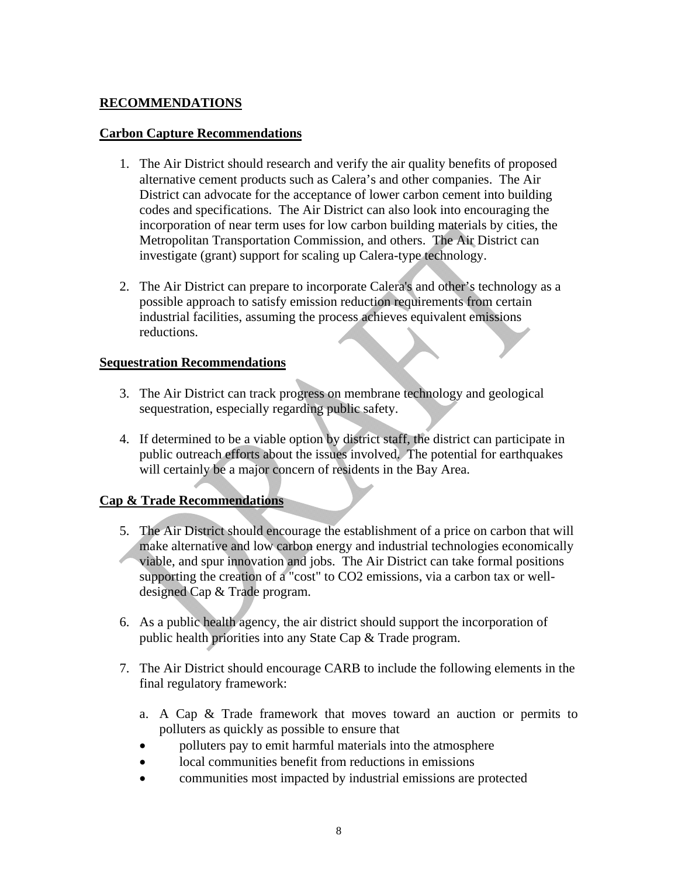## RECOMMENDATIONS

### Carbon Capture Recommendations

1. The Air District should research and verify the air quality benefits of proposed alternative cement products such as Calera's and other companies. The Air District can advocate for the acceptance of lower carbon cement into building codes and specifications. The Air District can also look into encouraging the incorporation of near term uses for low carbon building materials by cities, the Metropolitan Transportation Commission, and others. The Air District can investigate (grant) support for scaling up Calera-type technology.

2. The Air District can prepare to incorporate Calera's and other's technology as a possible approach to satisfy emission reduction requirements from certain industrial facilities, assuming the process achieves equivalent emissions reductions.

### Sequestration Recommendations

3. The Air District can track progress on membrane technology and geological sequestration, especially regarding public safety.

4. If determined to be a viable option by district staff, the district can participate in public outreach efforts about the issues involved. The potential for earthquakes will certainly be a major concern of residents in the Bay Area.

### Cap & Trade Recommendations

5. The Air District should encourage the establishment of a price on carbon that will make alternative and low carbon energy and industrial technologies economically viable, and spur innovation and jobs. The Air District can take formal positions supporting the creation of a "cost" to CO2 emissions, via a carbon tax or well-designed Cap & Trade program.

6. As a public health agency, the air district should support the incorporation of public health priorities into any State Cap & Trade program.

7. The Air District should encourage CARB to include the following elements in the final regulatory framework:

   a. A Cap & Trade framework that moves toward an auction or permits to polluters as quickly as possible to ensure that
   - polluters pay to emit harmful materials into the atmosphere
   - local communities benefit from reductions in emissions
   - communities most impacted by industrial emissions are protected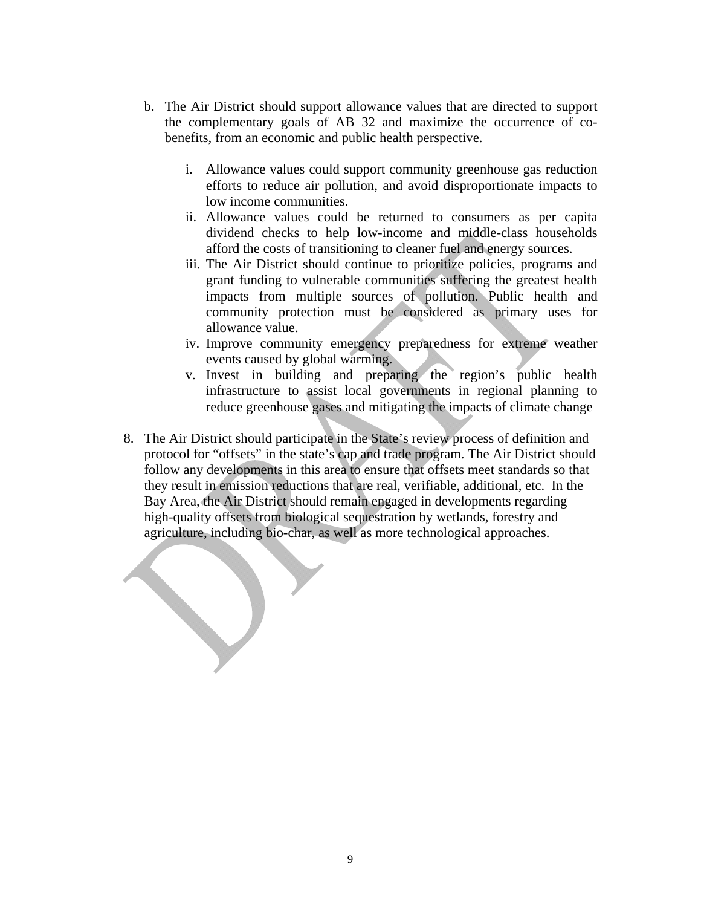b. The Air District should support allowance values that are directed to support the complementary goals of AB 32 and maximize the occurrence of co-benefits, from an economic and public health perspective.

   i. Allowance values could support community greenhouse gas reduction efforts to reduce air pollution, and avoid disproportionate impacts to low income communities.
   ii. Allowance values could be returned to consumers as per capita dividend checks to help low-income and middle-class households afford the costs of transitioning to cleaner fuel and energy sources.
   iii. The Air District should continue to prioritize policies, programs and grant funding to vulnerable communities suffering the greatest health impacts from multiple sources of pollution. Public health and community protection must be considered as primary uses for allowance value.
   iv. Improve community emergency preparedness for extreme weather events caused by global warming.
   v. Invest in building and preparing the region's public health infrastructure to assist local governments in regional planning to reduce greenhouse gases and mitigating the impacts of climate change

8. The Air District should participate in the State's review process of definition and protocol for "offsets" in the state's cap and trade program. The Air District should follow any developments in this area to ensure that offsets meet standards so that they result in emission reductions that are real, verifiable, additional, etc. In the Bay Area, the Air District should remain engaged in developments regarding high-quality offsets from biological sequestration by wetlands, forestry and agriculture, including bio-char, as well as more technological approaches.